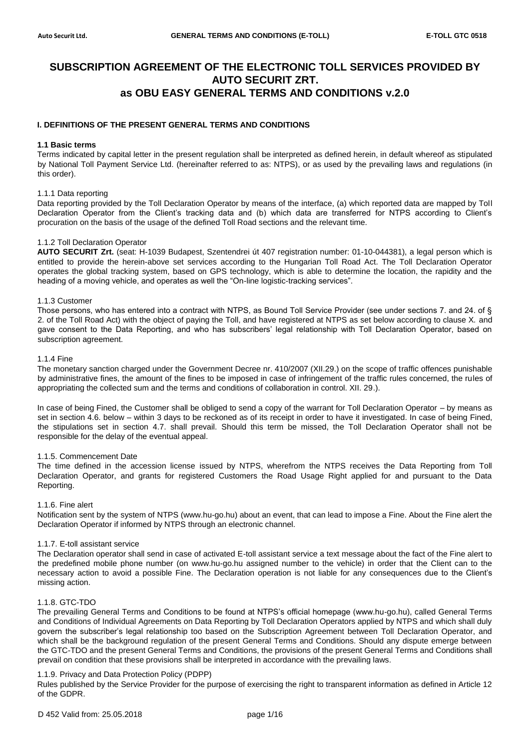# SUBSCRIPTION AGREEMENT OF THE ELECTRONIC TOLL SERVICES PROVIDED BY AUTO SECURIT ZRT. as OBU EASY GENERAL TERMS AND CONDITIONS v.2.0

## I. DEFINITIONS OF THE PRESENT GENERAL TERMS AND CONDITIONS

### 1.1 Basic terms

Terms indicated by capital letter in the present regulation shall be interpreted as defined herein, in default whereof as stipulated by National Toll Payment Service Ltd. (hereinafter referred to as: NTPS), or as used by the prevailing laws and regulations (in this order).

#### 1.1.1 Data reporting

Data reporting provided by the Toll Declaration Operator by means of the interface, (a) which reported data are mapped by Toll Declaration Operator from the Client's tracking data and (b) which data are transferred for NTPS according to Client's procuration on the basis of the usage of the defined Toll Road sections and the relevant time.

#### 1.1.2 Toll Declaration Operator

**AUTO SECURIT Zrt.** (seat: H-1039 Budapest, Szentendrei út 407 registration number: 01-10-044381), a legal person which is entitled to provide the herein-above set services according to the Hungarian Toll Road Act. The Toll Declaration Operator operates the global tracking system, based on GPS technology, which is able to determine the location, the rapidity and the heading of a moving vehicle, and operates as well the "On-line logistic-tracking services".

#### 1.1.3 Customer

Those persons, who has entered into a contract with NTPS, as Bound Toll Service Provider (see under sections 7. and 24. of § 2. of the Toll Road Act) with the object of paying the Toll, and have registered at NTPS as set below according to clause X. and gave consent to the Data Reporting, and who has subscribers' legal relationship with Toll Declaration Operator, based on subscription agreement.

#### 1.1.4 Fine

The monetary sanction charged under the Government Decree nr. 410/2007 (XII.29.) on the scope of traffic offences punishable by administrative fines, the amount of the fines to be imposed in case of infringement of the traffic rules concerned, the rules of appropriating the collected sum and the terms and conditions of collaboration in control. XII. 29.).

In case of being Fined, the Customer shall be obliged to send a copy of the warrant for Toll Declaration Operator – by means as set in section 4.6. below – within 3 days to be reckoned as of its receipt in order to have it investigated. In case of being Fined, the stipulations set in section 4.7. shall prevail. Should this term be missed, the Toll Declaration Operator shall not be responsible for the delay of the eventual appeal.

#### 1.1.5. Commencement Date

The time defined in the accession license issued by NTPS, wherefrom the NTPS receives the Data Reporting from Toll Declaration Operator, and grants for registered Customers the Road Usage Right applied for and pursuant to the Data Reporting.

#### 1.1.6. Fine alert

Notification sent by the system of NTPS (www.hu-go.hu) about an event, that can lead to impose a Fine. About the Fine alert the Declaration Operator if informed by NTPS through an electronic channel.

#### 1.1.7. E-toll assistant service

The Declaration operator shall send in case of activated E-toll assistant service a text message about the fact of the Fine alert to the predefined mobile phone number (on www.hu-go.hu assigned number to the vehicle) in order that the Client can to the necessary action to avoid a possible Fine. The Declaration operation is not liable for any consequences due to the Client's missing action.

#### 1.1.8. GTC-TDO

The prevailing General Terms and Conditions to be found at NTPS's official homepage (www.hu-go.hu), called General Terms and Conditions of Individual Agreements on Data Reporting by Toll Declaration Operators applied by NTPS and which shall duly govern the subscriber's legal relationship too based on the Subscription Agreement between Toll Declaration Operator, and which shall be the background regulation of the present General Terms and Conditions. Should any dispute emerge between the GTC-TDO and the present General Terms and Conditions, the provisions of the present General Terms and Conditions shall prevail on condition that these provisions shall be interpreted in accordance with the prevailing laws.

#### 1.1.9. Privacy and Data Protection Policy (PDPP)

Rules published by the Service Provider for the purpose of exercising the right to transparent information as defined in Article 12 of the GDPR.

D 452 Valid from: 25.05.2018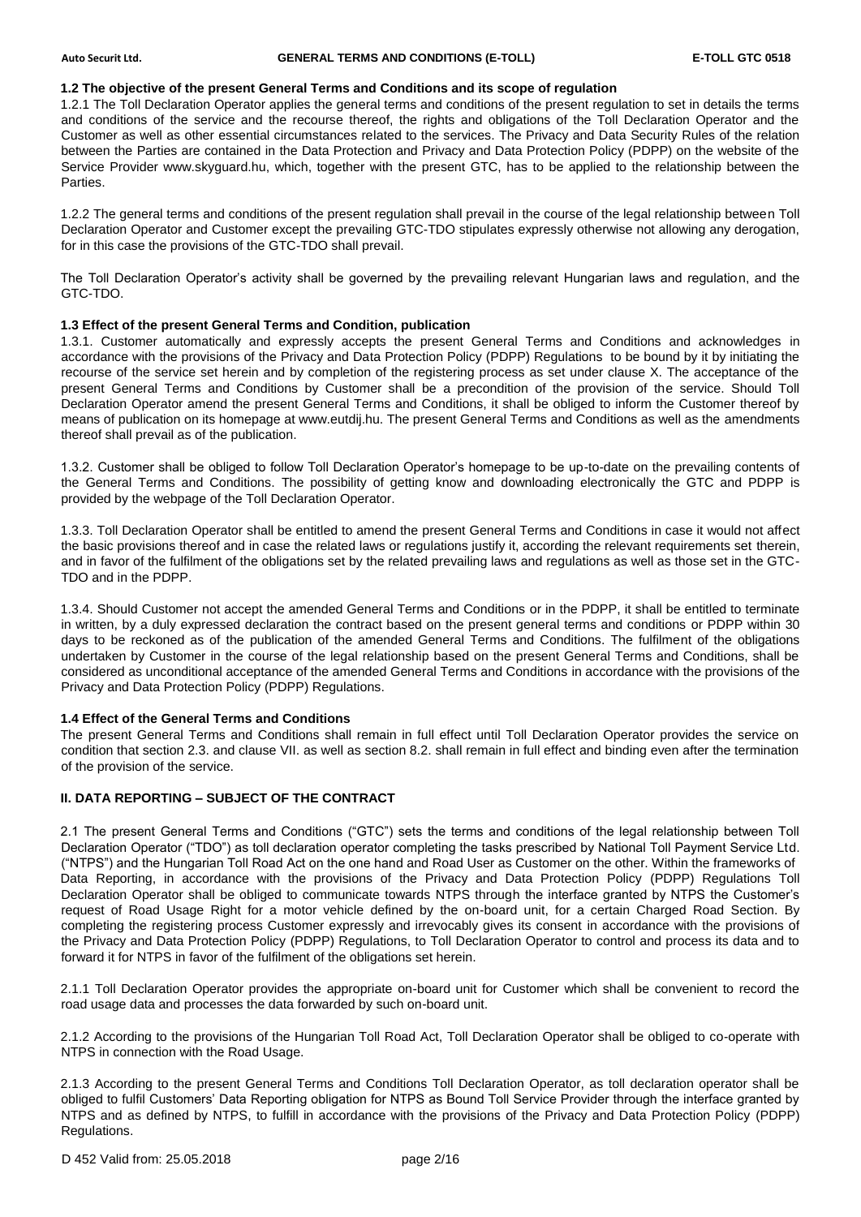### 1.2 The objective of the present General Terms and Conditions and its scope of regulation

1.2.1 The Toll Declaration Operator applies the general terms and conditions of the present regulation to set in details the terms and conditions of the service and the recourse thereof, the rights and obligations of the Toll Declaration Operator and the Customer as well as other essential circumstances related to the services. The Privacy and Data Security Rules of the relation between the Parties are contained in the Data Protection and Privacy and Data Protection Policy (PDPP) on the website of the Service Provider www.skyguard.hu, which, together with the present GTC, has to be applied to the relationship between the Parties.

1.2.2 The general terms and conditions of the present regulation shall prevail in the course of the legal relationship between Toll Declaration Operator and Customer except the prevailing GTC-TDO stipulates expressly otherwise not allowing any derogation, for in this case the provisions of the GTC-TDO shall prevail.

The Toll Declaration Operator's activity shall be governed by the prevailing relevant Hungarian laws and regulation, and the GTC-TDO.

### 1.3 Effect of the present General Terms and Condition, publication

1.3.1. Customer automatically and expressly accepts the present General Terms and Conditions and acknowledges in accordance with the provisions of the Privacy and Data Protection Policy (PDPP) Regulations to be bound by it by initiating the recourse of the service set herein and by completion of the registering process as set under clause X. The acceptance of the present General Terms and Conditions by Customer shall be a precondition of the provision of the service. Should Toll Declaration Operator amend the present General Terms and Conditions, it shall be obliged to inform the Customer thereof by means of publication on its homepage at www.eutdij.hu. The present General Terms and Conditions as well as the amendments thereof shall prevail as of the publication.

1.3.2. Customer shall be obliged to follow Toll Declaration Operator's homepage to be up-to-date on the prevailing contents of the General Terms and Conditions. The possibility of getting know and downloading electronically the GTC and PDPP is provided by the webpage of the Toll Declaration Operator.

1.3.3. Toll Declaration Operator shall be entitled to amend the present General Terms and Conditions in case it would not affect the basic provisions thereof and in case the related laws or regulations justify it, according the relevant requirements set therein, and in favor of the fulfilment of the obligations set by the related prevailing laws and regulations as well as those set in the GTC-TDO and in the PDPP.

1.3.4. Should Customer not accept the amended General Terms and Conditions or in the PDPP, it shall be entitled to terminate in written, by a duly expressed declaration the contract based on the present general terms and conditions or PDPP within 30 days to be reckoned as of the publication of the amended General Terms and Conditions. The fulfilment of the obligations undertaken by Customer in the course of the legal relationship based on the present General Terms and Conditions, shall be considered as unconditional acceptance of the amended General Terms and Conditions in accordance with the provisions of the Privacy and Data Protection Policy (PDPP) Regulations.

### 1.4 Effect of the General Terms and Conditions

The present General Terms and Conditions shall remain in full effect until Toll Declaration Operator provides the service on condition that section 2.3. and clause VII. as well as section 8.2. shall remain in full effect and binding even after the termination of the provision of the service.

## II. DATA REPORTING – SUBJECT OF THE CONTRACT

2.1 The present General Terms and Conditions ("GTC") sets the terms and conditions of the legal relationship between Toll Declaration Operator ("TDO") as toll declaration operator completing the tasks prescribed by National Toll Payment Service Ltd. ("NTPS") and the Hungarian Toll Road Act on the one hand and Road User as Customer on the other. Within the frameworks of Data Reporting, in accordance with the provisions of the Privacy and Data Protection Policy (PDPP) Regulations Toll Declaration Operator shall be obliged to communicate towards NTPS through the interface granted by NTPS the Customer's request of Road Usage Right for a motor vehicle defined by the on-board unit, for a certain Charged Road Section. By completing the registering process Customer expressly and irrevocably gives its consent in accordance with the provisions of the Privacy and Data Protection Policy (PDPP) Regulations, to Toll Declaration Operator to control and process its data and to forward it for NTPS in favor of the fulfilment of the obligations set herein.

2.1.1 Toll Declaration Operator provides the appropriate on-board unit for Customer which shall be convenient to record the road usage data and processes the data forwarded by such on-board unit.

2.1.2 According to the provisions of the Hungarian Toll Road Act, Toll Declaration Operator shall be obliged to co-operate with NTPS in connection with the Road Usage.

2.1.3 According to the present General Terms and Conditions Toll Declaration Operator, as toll declaration operator shall be obliged to fulfil Customers' Data Reporting obligation for NTPS as Bound Toll Service Provider through the interface granted by NTPS and as defined by NTPS, to fulfill in accordance with the provisions of the Privacy and Data Protection Policy (PDPP) Regulations.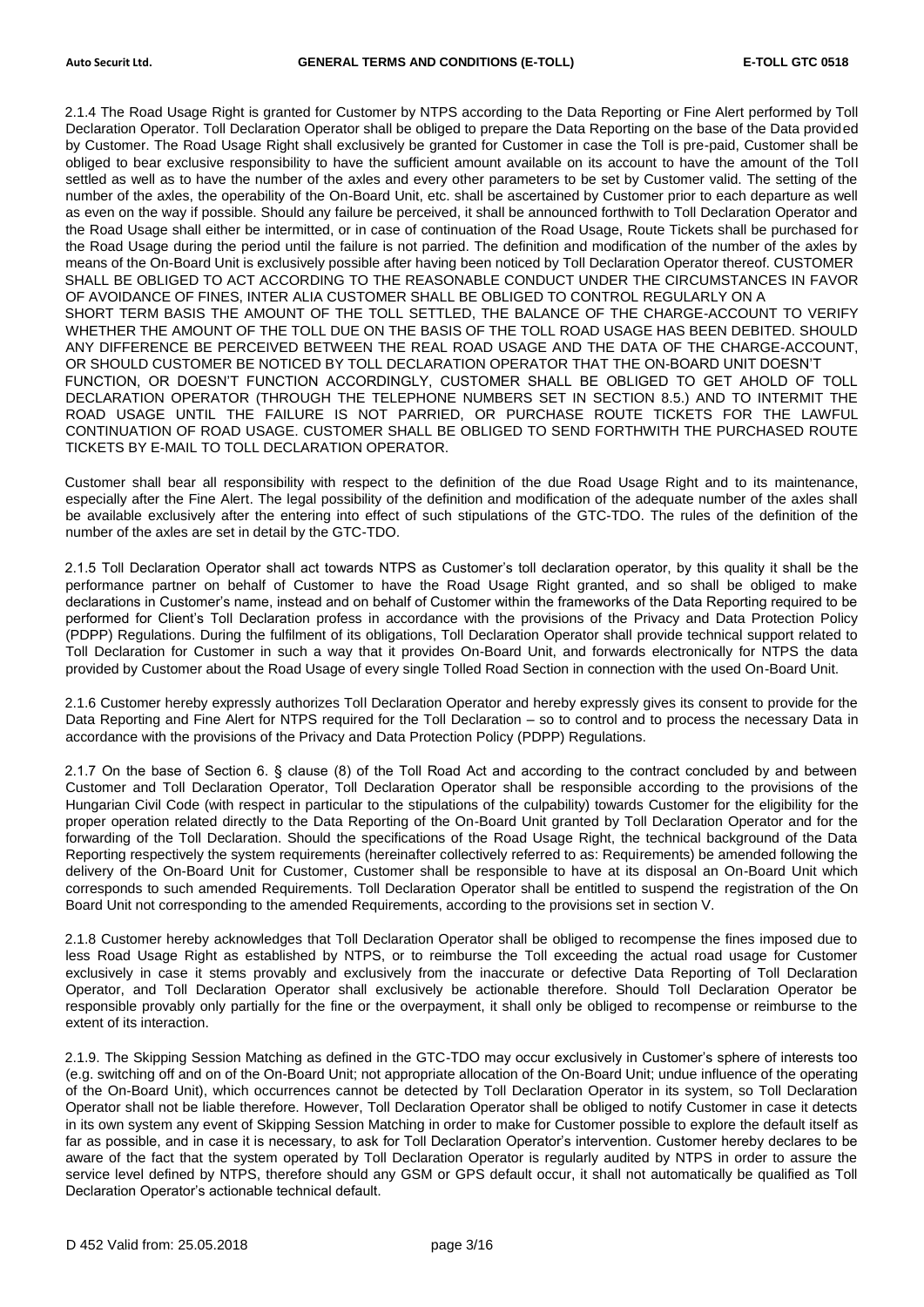2.1.4 The Road Usage Right is granted for Customer by NTPS according to the Data Reporting or Fine Alert performed by Toll Declaration Operator. Toll Declaration Operator shall be obliged to prepare the Data Reporting on the base of the Data provided by Customer. The Road Usage Right shall exclusively be granted for Customer in case the Toll is pre-paid, Customer shall be obliged to bear exclusive responsibility to have the sufficient amount available on its account to have the amount of the Toll settled as well as to have the number of the axles and every other parameters to be set by Customer valid. The setting of the number of the axles, the operability of the On-Board Unit, etc. shall be ascertained by Customer prior to each departure as well as even on the way if possible. Should any failure be perceived, it shall be announced forthwith to Toll Declaration Operator and the Road Usage shall either be intermitted, or in case of continuation of the Road Usage, Route Tickets shall be purchased for the Road Usage during the period until the failure is not parried. The definition and modification of the number of the axles by means of the On-Board Unit is exclusively possible after having been noticed by Toll Declaration Operator thereof. CUSTOMER SHALL BE OBLIGED TO ACT ACCORDING TO THE REASONABLE CONDUCT UNDER THE CIRCUMSTANCES IN FAVOR OF AVOIDANCE OF FINES, INTER ALIA CUSTOMER SHALL BE OBLIGED TO CONTROL REGULARLY ON A SHORT TERM BASIS THE AMOUNT OF THE TOLL SETTLED, THE BALANCE OF THE CHARGE-ACCOUNT TO VERIFY WHETHER THE AMOUNT OF THE TOLL DUE ON THE BASIS OF THE TOLL ROAD USAGE HAS BEEN DEBITED. SHOULD ANY DIFFERENCE BE PERCEIVED BETWEEN THE REAL ROAD USAGE AND THE DATA OF THE CHARGE-ACCOUNT, OR SHOULD CUSTOMER BE NOTICED BY TOLL DECLARATION OPERATOR THAT THE ON-BOARD UNIT DOESN'T FUNCTION, OR DOESN'T FUNCTION ACCORDINGLY, CUSTOMER SHALL BE OBLIGED TO GET AHOLD OF TOLL DECLARATION OPERATOR (THROUGH THE TELEPHONE NUMBERS SET IN SECTION 8.5.) AND TO INTERMIT THE ROAD USAGE UNTIL THE FAILURE IS NOT PARRIED, OR PURCHASE ROUTE TICKETS FOR THE LAWFUL CONTINUATION OF ROAD USAGE. CUSTOMER SHALL BE OBLIGED TO SEND FORTHWITH THE PURCHASED ROUTE TICKETS BY E-MAIL TO TOLL DECLARATION OPERATOR.

Customer shall bear all responsibility with respect to the definition of the due Road Usage Right and to its maintenance, especially after the Fine Alert. The legal possibility of the definition and modification of the adequate number of the axles shall be available exclusively after the entering into effect of such stipulations of the GTC-TDO. The rules of the definition of the number of the axles are set in detail by the GTC-TDO.

2.1.5 Toll Declaration Operator shall act towards NTPS as Customer's toll declaration operator, by this quality it shall be the performance partner on behalf of Customer to have the Road Usage Right granted, and so shall be obliged to make declarations in Customer's name, instead and on behalf of Customer within the frameworks of the Data Reporting required to be performed for Client's Toll Declaration profess in accordance with the provisions of the Privacy and Data Protection Policy (PDPP) Regulations. During the fulfilment of its obligations, Toll Declaration Operator shall provide technical support related to Toll Declaration for Customer in such a way that it provides On-Board Unit, and forwards electronically for NTPS the data provided by Customer about the Road Usage of every single Tolled Road Section in connection with the used On-Board Unit.

2.1.6 Customer hereby expressly authorizes Toll Declaration Operator and hereby expressly gives its consent to provide for the Data Reporting and Fine Alert for NTPS required for the Toll Declaration – so to control and to process the necessary Data in accordance with the provisions of the Privacy and Data Protection Policy (PDPP) Regulations.

2.1.7 On the base of Section 6. § clause (8) of the Toll Road Act and according to the contract concluded by and between Customer and Toll Declaration Operator, Toll Declaration Operator shall be responsible according to the provisions of the Hungarian Civil Code (with respect in particular to the stipulations of the culpability) towards Customer for the eligibility for the proper operation related directly to the Data Reporting of the On-Board Unit granted by Toll Declaration Operator and for the forwarding of the Toll Declaration. Should the specifications of the Road Usage Right, the technical background of the Data Reporting respectively the system requirements (hereinafter collectively referred to as: Requirements) be amended following the delivery of the On-Board Unit for Customer, Customer shall be responsible to have at its disposal an On-Board Unit which corresponds to such amended Requirements. Toll Declaration Operator shall be entitled to suspend the registration of the On Board Unit not corresponding to the amended Requirements, according to the provisions set in section V.

2.1.8 Customer hereby acknowledges that Toll Declaration Operator shall be obliged to recompense the fines imposed due to less Road Usage Right as established by NTPS, or to reimburse the Toll exceeding the actual road usage for Customer exclusively in case it stems provably and exclusively from the inaccurate or defective Data Reporting of Toll Declaration Operator, and Toll Declaration Operator shall exclusively be actionable therefore. Should Toll Declaration Operator be responsible provably only partially for the fine or the overpayment, it shall only be obliged to recompense or reimburse to the extent of its interaction.

2.1.9. The Skipping Session Matching as defined in the GTC-TDO may occur exclusively in Customer's sphere of interests too (e.g. switching off and on of the On-Board Unit; not appropriate allocation of the On-Board Unit; undue influence of the operating of the On-Board Unit), which occurrences cannot be detected by Toll Declaration Operator in its system, so Toll Declaration Operator shall not be liable therefore. However, Toll Declaration Operator shall be obliged to notify Customer in case it detects in its own system any event of Skipping Session Matching in order to make for Customer possible to explore the default itself as far as possible, and in case it is necessary, to ask for Toll Declaration Operator's intervention. Customer hereby declares to be aware of the fact that the system operated by Toll Declaration Operator is regularly audited by NTPS in order to assure the service level defined by NTPS, therefore should any GSM or GPS default occur, it shall not automatically be qualified as Toll Declaration Operator's actionable technical default.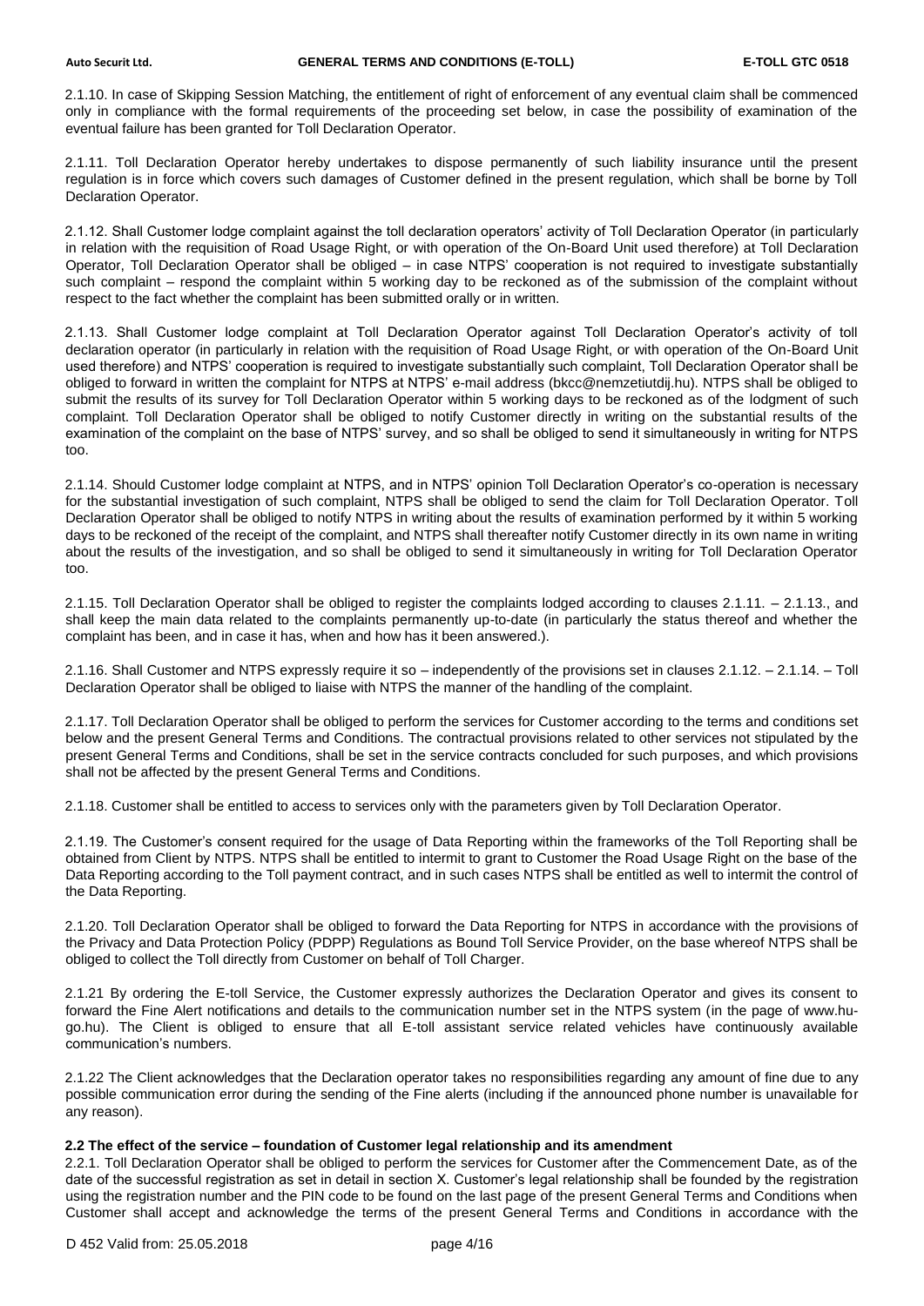2.1.10. In case of Skipping Session Matching, the entitlement of right of enforcement of any eventual claim shall be commenced only in compliance with the formal requirements of the proceeding set below, in case the possibility of examination of the eventual failure has been granted for Toll Declaration Operator.

2.1.11. Toll Declaration Operator hereby undertakes to dispose permanently of such liability insurance until the present regulation is in force which covers such damages of Customer defined in the present regulation, which shall be borne by Toll Declaration Operator.

2.1.12. Shall Customer lodge complaint against the toll declaration operators' activity of Toll Declaration Operator (in particularly in relation with the requisition of Road Usage Right, or with operation of the On-Board Unit used therefore) at Toll Declaration Operator, Toll Declaration Operator shall be obliged – in case NTPS' cooperation is not required to investigate substantially such complaint – respond the complaint within 5 working day to be reckoned as of the submission of the complaint without respect to the fact whether the complaint has been submitted orally or in written.

2.1.13. Shall Customer lodge complaint at Toll Declaration Operator against Toll Declaration Operator's activity of toll declaration operator (in particularly in relation with the requisition of Road Usage Right, or with operation of the On-Board Unit used therefore) and NTPS' cooperation is required to investigate substantially such complaint, Toll Declaration Operator shall be obliged to forward in written the complaint for NTPS at NTPS' e-mail address (bkcc@nemzetiutdij.hu). NTPS shall be obliged to submit the results of its survey for Toll Declaration Operator within 5 working days to be reckoned as of the lodgment of such complaint. Toll Declaration Operator shall be obliged to notify Customer directly in writing on the substantial results of the examination of the complaint on the base of NTPS' survey, and so shall be obliged to send it simultaneously in writing for NTPS too.

2.1.14. Should Customer lodge complaint at NTPS, and in NTPS' opinion Toll Declaration Operator's co-operation is necessary for the substantial investigation of such complaint, NTPS shall be obliged to send the claim for Toll Declaration Operator. Toll Declaration Operator shall be obliged to notify NTPS in writing about the results of examination performed by it within 5 working days to be reckoned of the receipt of the complaint, and NTPS shall thereafter notify Customer directly in its own name in writing about the results of the investigation, and so shall be obliged to send it simultaneously in writing for Toll Declaration Operator too.

2.1.15. Toll Declaration Operator shall be obliged to register the complaints lodged according to clauses 2.1.11. – 2.1.13., and shall keep the main data related to the complaints permanently up-to-date (in particularly the status thereof and whether the complaint has been, and in case it has, when and how has it been answered.).

2.1.16. Shall Customer and NTPS expressly require it so – independently of the provisions set in clauses 2.1.12. – 2.1.14. – Toll Declaration Operator shall be obliged to liaise with NTPS the manner of the handling of the complaint.

2.1.17. Toll Declaration Operator shall be obliged to perform the services for Customer according to the terms and conditions set below and the present General Terms and Conditions. The contractual provisions related to other services not stipulated by the present General Terms and Conditions, shall be set in the service contracts concluded for such purposes, and which provisions shall not be affected by the present General Terms and Conditions.

2.1.18. Customer shall be entitled to access to services only with the parameters given by Toll Declaration Operator.

2.1.19. The Customer's consent required for the usage of Data Reporting within the frameworks of the Toll Reporting shall be obtained from Client by NTPS. NTPS shall be entitled to intermit to grant to Customer the Road Usage Right on the base of the Data Reporting according to the Toll payment contract, and in such cases NTPS shall be entitled as well to intermit the control of the Data Reporting.

2.1.20. Toll Declaration Operator shall be obliged to forward the Data Reporting for NTPS in accordance with the provisions of the Privacy and Data Protection Policy (PDPP) Regulations as Bound Toll Service Provider, on the base whereof NTPS shall be obliged to collect the Toll directly from Customer on behalf of Toll Charger.

2.1.21 By ordering the E-toll Service, the Customer expressly authorizes the Declaration Operator and gives its consent to forward the Fine Alert notifications and details to the communication number set in the NTPS system (in the page of www.hu-go.hu). The Client is obliged to ensure that all E-toll assistant service related vehicles have continuously available communication's numbers.

2.1.22 The Client acknowledges that the Declaration operator takes no responsibilities regarding any amount of fine due to any possible communication error during the sending of the Fine alerts (including if the announced phone number is unavailable for any reason).

**2.2 The effect of the service – foundation of Customer legal relationship and its amendment**

2.2.1. Toll Declaration Operator shall be obliged to perform the services for Customer after the Commencement Date, as of the date of the successful registration as set in detail in section X. Customer's legal relationship shall be founded by the registration using the registration number and the PIN code to be found on the last page of the present General Terms and Conditions when Customer shall accept and acknowledge the terms of the present General Terms and Conditions in accordance with the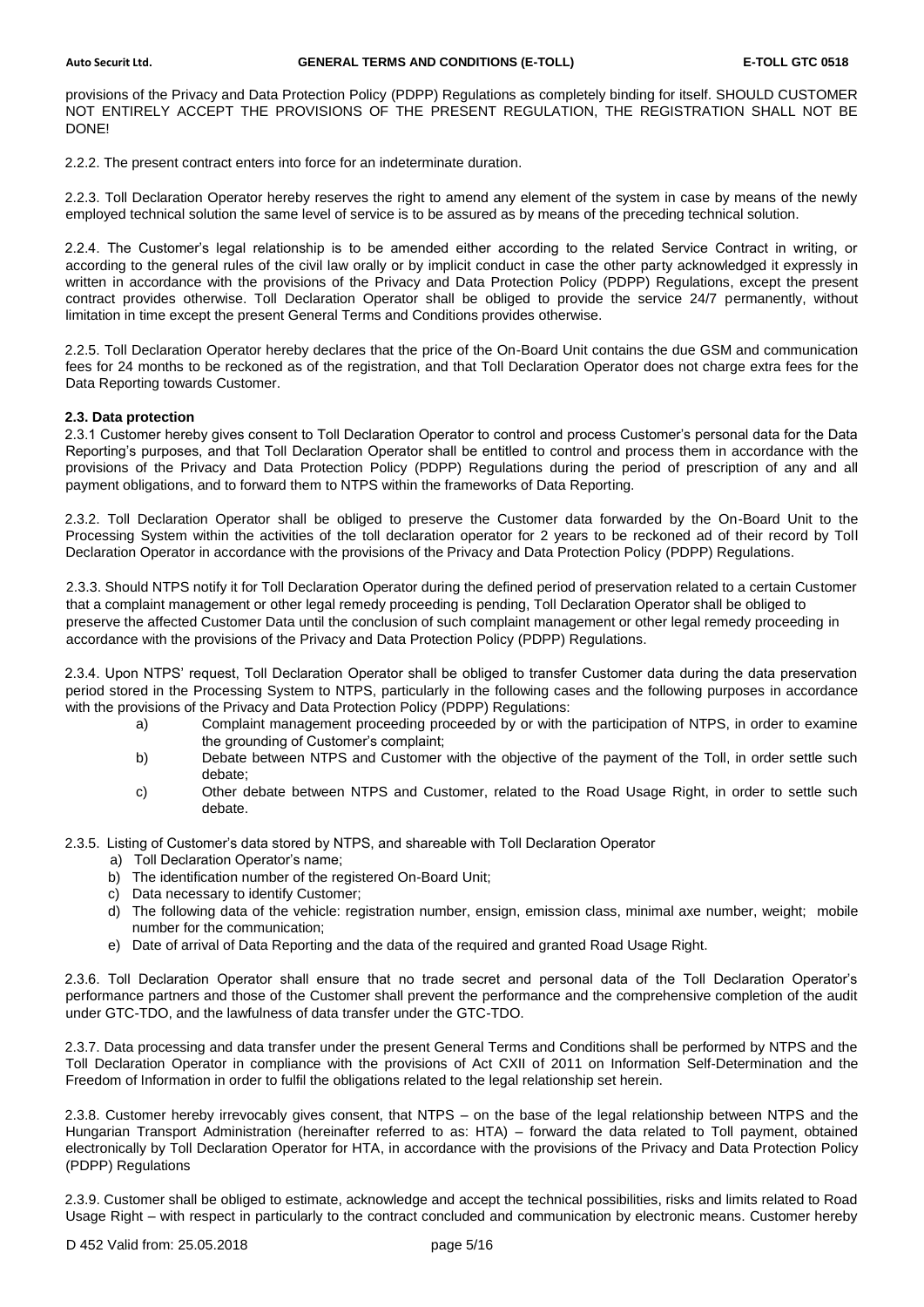provisions of the Privacy and Data Protection Policy (PDPP) Regulations as completely binding for itself. SHOULD CUSTOMER NOT ENTIRELY ACCEPT THE PROVISIONS OF THE PRESENT REGULATION, THE REGISTRATION SHALL NOT BE DONE!

2.2.2. The present contract enters into force for an indeterminate duration.

2.2.3. Toll Declaration Operator hereby reserves the right to amend any element of the system in case by means of the newly employed technical solution the same level of service is to be assured as by means of the preceding technical solution.

2.2.4. The Customer's legal relationship is to be amended either according to the related Service Contract in writing, or according to the general rules of the civil law orally or by implicit conduct in case the other party acknowledged it expressly in written in accordance with the provisions of the Privacy and Data Protection Policy (PDPP) Regulations, except the present contract provides otherwise. Toll Declaration Operator shall be obliged to provide the service 24/7 permanently, without limitation in time except the present General Terms and Conditions provides otherwise.

2.2.5. Toll Declaration Operator hereby declares that the price of the On-Board Unit contains the due GSM and communication fees for 24 months to be reckoned as of the registration, and that Toll Declaration Operator does not charge extra fees for the Data Reporting towards Customer.

**2.3. Data protection**

2.3.1 Customer hereby gives consent to Toll Declaration Operator to control and process Customer's personal data for the Data Reporting's purposes, and that Toll Declaration Operator shall be entitled to control and process them in accordance with the provisions of the Privacy and Data Protection Policy (PDPP) Regulations during the period of prescription of any and all payment obligations, and to forward them to NTPS within the frameworks of Data Reporting.

2.3.2. Toll Declaration Operator shall be obliged to preserve the Customer data forwarded by the On-Board Unit to the Processing System within the activities of the toll declaration operator for 2 years to be reckoned ad of their record by Toll Declaration Operator in accordance with the provisions of the Privacy and Data Protection Policy (PDPP) Regulations.

2.3.3. Should NTPS notify it for Toll Declaration Operator during the defined period of preservation related to a certain Customer that a complaint management or other legal remedy proceeding is pending, Toll Declaration Operator shall be obliged to preserve the affected Customer Data until the conclusion of such complaint management or other legal remedy proceeding in accordance with the provisions of the Privacy and Data Protection Policy (PDPP) Regulations.

2.3.4. Upon NTPS' request, Toll Declaration Operator shall be obliged to transfer Customer data during the data preservation period stored in the Processing System to NTPS, particularly in the following cases and the following purposes in accordance with the provisions of the Privacy and Data Protection Policy (PDPP) Regulations:

a) Complaint management proceeding proceeded by or with the participation of NTPS, in order to examine the grounding of Customer's complaint;
b) Debate between NTPS and Customer with the objective of the payment of the Toll, in order settle such debate;
c) Other debate between NTPS and Customer, related to the Road Usage Right, in order to settle such debate.

2.3.5. Listing of Customer's data stored by NTPS, and shareable with Toll Declaration Operator

a) Toll Declaration Operator's name;
b) The identification number of the registered On-Board Unit;
c) Data necessary to identify Customer;
d) The following data of the vehicle: registration number, ensign, emission class, minimal axe number, weight; mobile number for the communication;
e) Date of arrival of Data Reporting and the data of the required and granted Road Usage Right.

2.3.6. Toll Declaration Operator shall ensure that no trade secret and personal data of the Toll Declaration Operator's performance partners and those of the Customer shall prevent the performance and the comprehensive completion of the audit under GTC-TDO, and the lawfulness of data transfer under the GTC-TDO.

2.3.7. Data processing and data transfer under the present General Terms and Conditions shall be performed by NTPS and the Toll Declaration Operator in compliance with the provisions of Act CXII of 2011 on Information Self-Determination and the Freedom of Information in order to fulfil the obligations related to the legal relationship set herein.

2.3.8. Customer hereby irrevocably gives consent, that NTPS – on the base of the legal relationship between NTPS and the Hungarian Transport Administration (hereinafter referred to as: HTA) – forward the data related to Toll payment, obtained electronically by Toll Declaration Operator for HTA, in accordance with the provisions of the Privacy and Data Protection Policy (PDPP) Regulations

2.3.9. Customer shall be obliged to estimate, acknowledge and accept the technical possibilities, risks and limits related to Road Usage Right – with respect in particularly to the contract concluded and communication by electronic means. Customer hereby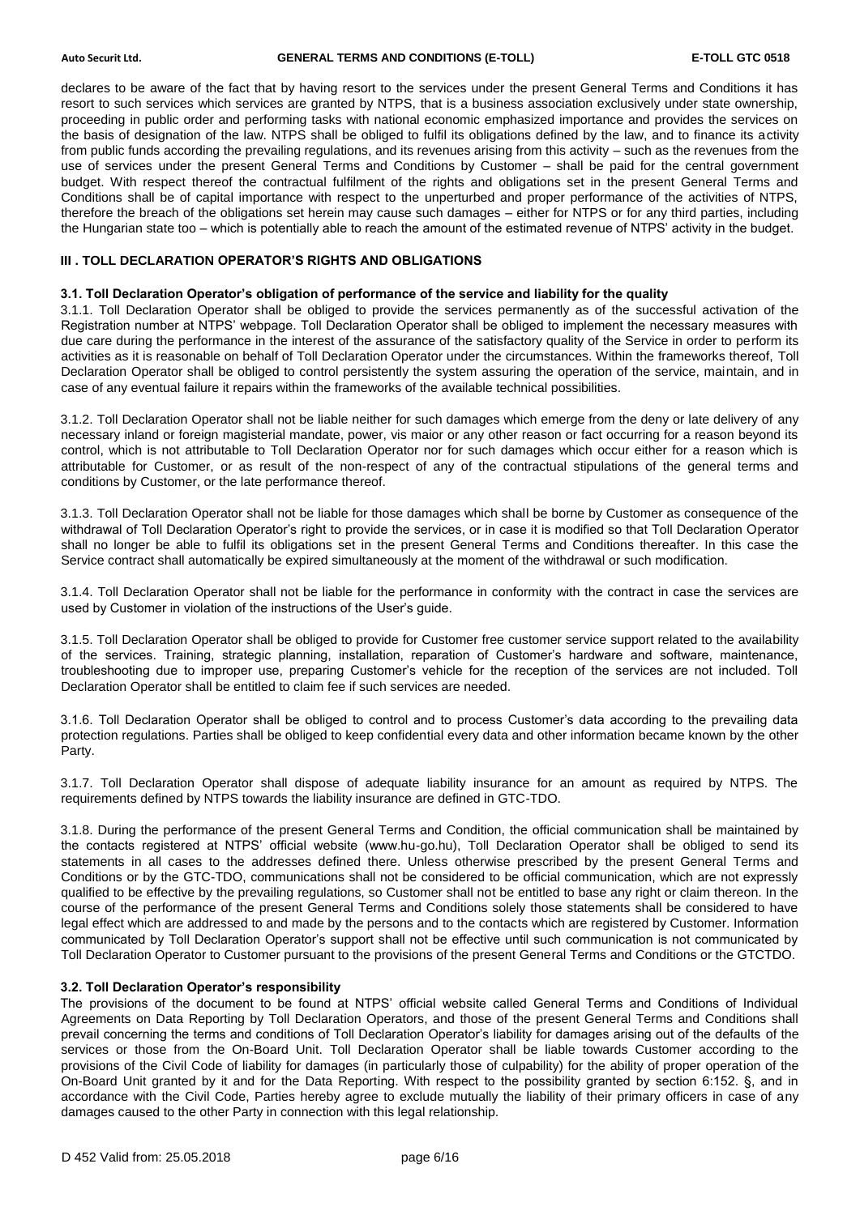declares to be aware of the fact that by having resort to the services under the present General Terms and Conditions it has resort to such services which services are granted by NTPS, that is a business association exclusively under state ownership, proceeding in public order and performing tasks with national economic emphasized importance and provides the services on the basis of designation of the law. NTPS shall be obliged to fulfil its obligations defined by the law, and to finance its activity from public funds according the prevailing regulations, and its revenues arising from this activity – such as the revenues from the use of services under the present General Terms and Conditions by Customer – shall be paid for the central government budget. With respect thereof the contractual fulfilment of the rights and obligations set in the present General Terms and Conditions shall be of capital importance with respect to the unperturbed and proper performance of the activities of NTPS, therefore the breach of the obligations set herein may cause such damages – either for NTPS or for any third parties, including the Hungarian state too – which is potentially able to reach the amount of the estimated revenue of NTPS' activity in the budget.

## III . TOLL DECLARATION OPERATOR'S RIGHTS AND OBLIGATIONS

### 3.1. Toll Declaration Operator's obligation of performance of the service and liability for the quality

3.1.1. Toll Declaration Operator shall be obliged to provide the services permanently as of the successful activation of the Registration number at NTPS' webpage. Toll Declaration Operator shall be obliged to implement the necessary measures with due care during the performance in the interest of the assurance of the satisfactory quality of the Service in order to perform its activities as it is reasonable on behalf of Toll Declaration Operator under the circumstances. Within the frameworks thereof, Toll Declaration Operator shall be obliged to control persistently the system assuring the operation of the service, maintain, and in case of any eventual failure it repairs within the frameworks of the available technical possibilities.

3.1.2. Toll Declaration Operator shall not be liable neither for such damages which emerge from the deny or late delivery of any necessary inland or foreign magisterial mandate, power, vis maior or any other reason or fact occurring for a reason beyond its control, which is not attributable to Toll Declaration Operator nor for such damages which occur either for a reason which is attributable for Customer, or as result of the non-respect of any of the contractual stipulations of the general terms and conditions by Customer, or the late performance thereof.

3.1.3. Toll Declaration Operator shall not be liable for those damages which shall be borne by Customer as consequence of the withdrawal of Toll Declaration Operator's right to provide the services, or in case it is modified so that Toll Declaration Operator shall no longer be able to fulfil its obligations set in the present General Terms and Conditions thereafter. In this case the Service contract shall automatically be expired simultaneously at the moment of the withdrawal or such modification.

3.1.4. Toll Declaration Operator shall not be liable for the performance in conformity with the contract in case the services are used by Customer in violation of the instructions of the User's guide.

3.1.5. Toll Declaration Operator shall be obliged to provide for Customer free customer service support related to the availability of the services. Training, strategic planning, installation, reparation of Customer's hardware and software, maintenance, troubleshooting due to improper use, preparing Customer's vehicle for the reception of the services are not included. Toll Declaration Operator shall be entitled to claim fee if such services are needed.

3.1.6. Toll Declaration Operator shall be obliged to control and to process Customer's data according to the prevailing data protection regulations. Parties shall be obliged to keep confidential every data and other information became known by the other Party.

3.1.7. Toll Declaration Operator shall dispose of adequate liability insurance for an amount as required by NTPS. The requirements defined by NTPS towards the liability insurance are defined in GTC-TDO.

3.1.8. During the performance of the present General Terms and Condition, the official communication shall be maintained by the contacts registered at NTPS' official website (www.hu-go.hu), Toll Declaration Operator shall be obliged to send its statements in all cases to the addresses defined there. Unless otherwise prescribed by the present General Terms and Conditions or by the GTC-TDO, communications shall not be considered to be official communication, which are not expressly qualified to be effective by the prevailing regulations, so Customer shall not be entitled to base any right or claim thereon. In the course of the performance of the present General Terms and Conditions solely those statements shall be considered to have legal effect which are addressed to and made by the persons and to the contacts which are registered by Customer. Information communicated by Toll Declaration Operator's support shall not be effective until such communication is not communicated by Toll Declaration Operator to Customer pursuant to the provisions of the present General Terms and Conditions or the GTCTDO.

### 3.2. Toll Declaration Operator's responsibility

The provisions of the document to be found at NTPS' official website called General Terms and Conditions of Individual Agreements on Data Reporting by Toll Declaration Operators, and those of the present General Terms and Conditions shall prevail concerning the terms and conditions of Toll Declaration Operator's liability for damages arising out of the defaults of the services or those from the On-Board Unit. Toll Declaration Operator shall be liable towards Customer according to the provisions of the Civil Code of liability for damages (in particularly those of culpability) for the ability of proper operation of the On-Board Unit granted by it and for the Data Reporting. With respect to the possibility granted by section 6:152. §, and in accordance with the Civil Code, Parties hereby agree to exclude mutually the liability of their primary officers in case of any damages caused to the other Party in connection with this legal relationship.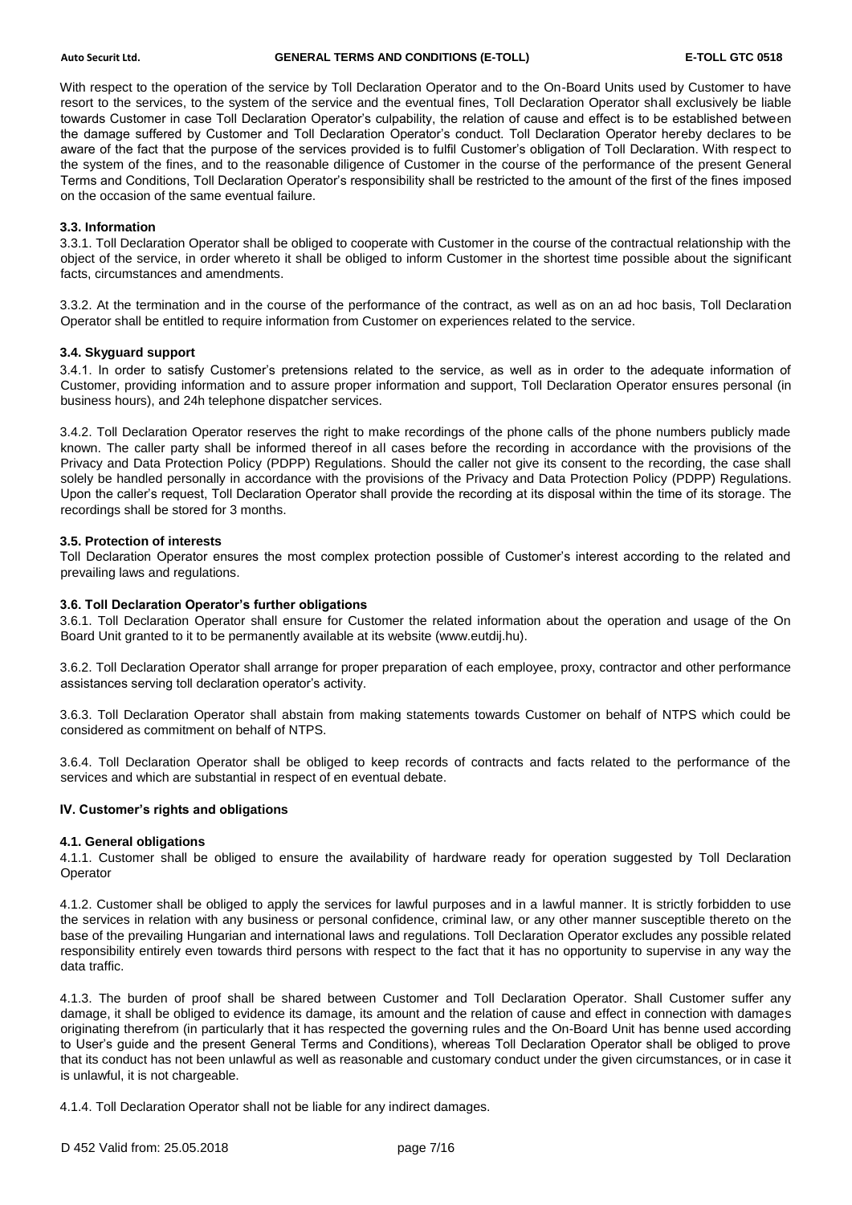With respect to the operation of the service by Toll Declaration Operator and to the On-Board Units used by Customer to have resort to the services, to the system of the service and the eventual fines, Toll Declaration Operator shall exclusively be liable towards Customer in case Toll Declaration Operator's culpability, the relation of cause and effect is to be established between the damage suffered by Customer and Toll Declaration Operator's conduct. Toll Declaration Operator hereby declares to be aware of the fact that the purpose of the services provided is to fulfil Customer's obligation of Toll Declaration. With respect to the system of the fines, and to the reasonable diligence of Customer in the course of the performance of the present General Terms and Conditions, Toll Declaration Operator's responsibility shall be restricted to the amount of the first of the fines imposed on the occasion of the same eventual failure.

#### 3.3. Information

3.3.1. Toll Declaration Operator shall be obliged to cooperate with Customer in the course of the contractual relationship with the object of the service, in order whereto it shall be obliged to inform Customer in the shortest time possible about the significant facts, circumstances and amendments.

3.3.2. At the termination and in the course of the performance of the contract, as well as on an ad hoc basis, Toll Declaration Operator shall be entitled to require information from Customer on experiences related to the service.

#### 3.4. Skyguard support

3.4.1. In order to satisfy Customer's pretensions related to the service, as well as in order to the adequate information of Customer, providing information and to assure proper information and support, Toll Declaration Operator ensures personal (in business hours), and 24h telephone dispatcher services.

3.4.2. Toll Declaration Operator reserves the right to make recordings of the phone calls of the phone numbers publicly made known. The caller party shall be informed thereof in all cases before the recording in accordance with the provisions of the Privacy and Data Protection Policy (PDPP) Regulations. Should the caller not give its consent to the recording, the case shall solely be handled personally in accordance with the provisions of the Privacy and Data Protection Policy (PDPP) Regulations. Upon the caller's request, Toll Declaration Operator shall provide the recording at its disposal within the time of its storage. The recordings shall be stored for 3 months.

#### 3.5. Protection of interests

Toll Declaration Operator ensures the most complex protection possible of Customer's interest according to the related and prevailing laws and regulations.

#### 3.6. Toll Declaration Operator's further obligations

3.6.1. Toll Declaration Operator shall ensure for Customer the related information about the operation and usage of the On Board Unit granted to it to be permanently available at its website (www.eutdij.hu).

3.6.2. Toll Declaration Operator shall arrange for proper preparation of each employee, proxy, contractor and other performance assistances serving toll declaration operator's activity.

3.6.3. Toll Declaration Operator shall abstain from making statements towards Customer on behalf of NTPS which could be considered as commitment on behalf of NTPS.

3.6.4. Toll Declaration Operator shall be obliged to keep records of contracts and facts related to the performance of the services and which are substantial in respect of en eventual debate.

### IV. Customer's rights and obligations

#### 4.1. General obligations

4.1.1. Customer shall be obliged to ensure the availability of hardware ready for operation suggested by Toll Declaration Operator

4.1.2. Customer shall be obliged to apply the services for lawful purposes and in a lawful manner. It is strictly forbidden to use the services in relation with any business or personal confidence, criminal law, or any other manner susceptible thereto on the base of the prevailing Hungarian and international laws and regulations. Toll Declaration Operator excludes any possible related responsibility entirely even towards third persons with respect to the fact that it has no opportunity to supervise in any way the data traffic.

4.1.3. The burden of proof shall be shared between Customer and Toll Declaration Operator. Shall Customer suffer any damage, it shall be obliged to evidence its damage, its amount and the relation of cause and effect in connection with damages originating therefrom (in particularly that it has respected the governing rules and the On-Board Unit has benne used according to User's guide and the present General Terms and Conditions), whereas Toll Declaration Operator shall be obliged to prove that its conduct has not been unlawful as well as reasonable and customary conduct under the given circumstances, or in case it is unlawful, it is not chargeable.

4.1.4. Toll Declaration Operator shall not be liable for any indirect damages.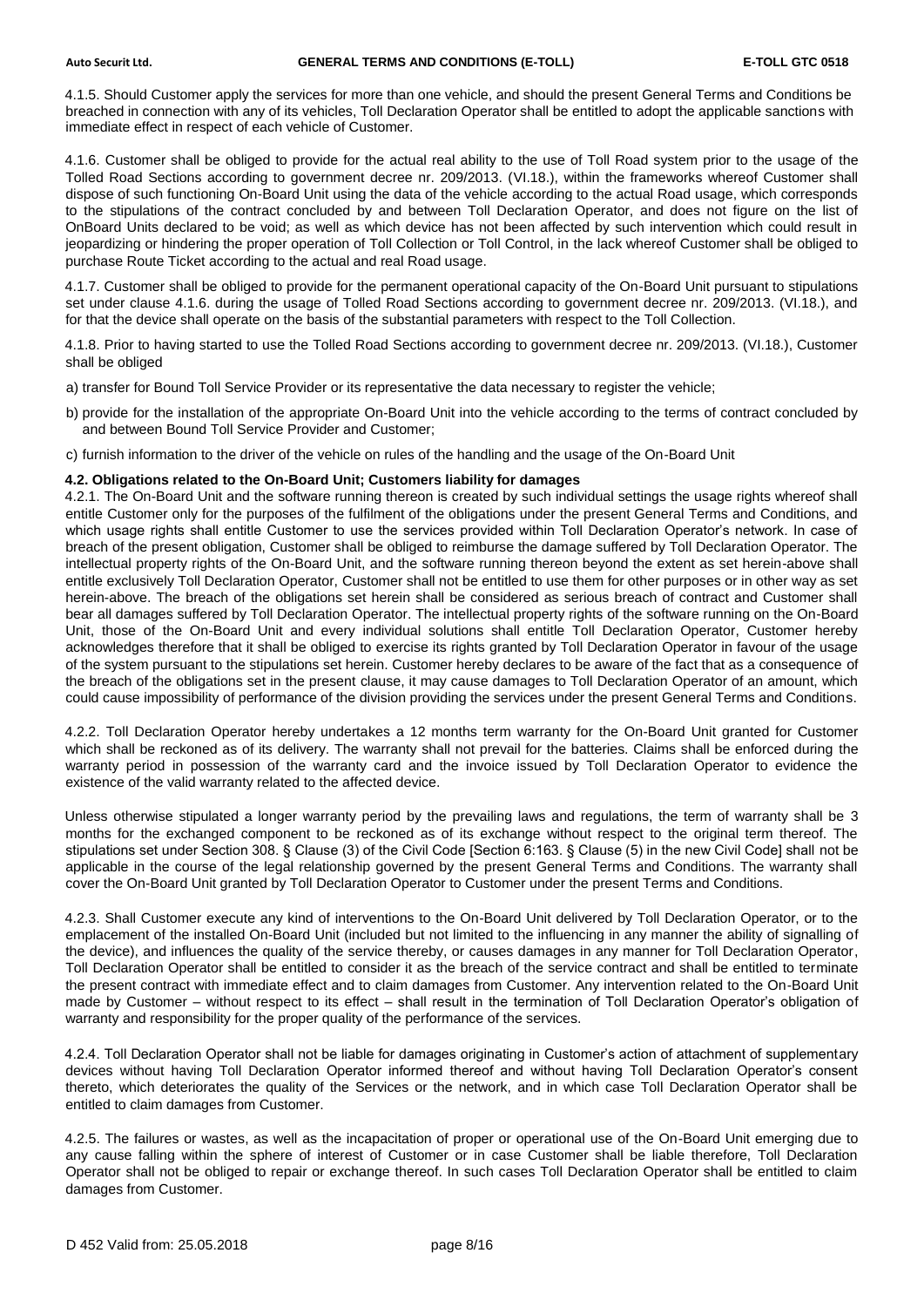4.1.5. Should Customer apply the services for more than one vehicle, and should the present General Terms and Conditions be breached in connection with any of its vehicles, Toll Declaration Operator shall be entitled to adopt the applicable sanctions with immediate effect in respect of each vehicle of Customer.

4.1.6. Customer shall be obliged to provide for the actual real ability to the use of Toll Road system prior to the usage of the Tolled Road Sections according to government decree nr. 209/2013. (VI.18.), within the frameworks whereof Customer shall dispose of such functioning On-Board Unit using the data of the vehicle according to the actual Road usage, which corresponds to the stipulations of the contract concluded by and between Toll Declaration Operator, and does not figure on the list of OnBoard Units declared to be void; as well as which device has not been affected by such intervention which could result in jeopardizing or hindering the proper operation of Toll Collection or Toll Control, in the lack whereof Customer shall be obliged to purchase Route Ticket according to the actual and real Road usage.

4.1.7. Customer shall be obliged to provide for the permanent operational capacity of the On-Board Unit pursuant to stipulations set under clause 4.1.6. during the usage of Tolled Road Sections according to government decree nr. 209/2013. (VI.18.), and for that the device shall operate on the basis of the substantial parameters with respect to the Toll Collection.

4.1.8. Prior to having started to use the Tolled Road Sections according to government decree nr. 209/2013. (VI.18.), Customer shall be obliged

a) transfer for Bound Toll Service Provider or its representative the data necessary to register the vehicle;

b) provide for the installation of the appropriate On-Board Unit into the vehicle according to the terms of contract concluded by and between Bound Toll Service Provider and Customer;

c) furnish information to the driver of the vehicle on rules of the handling and the usage of the On-Board Unit

### 4.2. Obligations related to the On-Board Unit; Customers liability for damages

4.2.1. The On-Board Unit and the software running thereon is created by such individual settings the usage rights whereof shall entitle Customer only for the purposes of the fulfilment of the obligations under the present General Terms and Conditions, and which usage rights shall entitle Customer to use the services provided within Toll Declaration Operator's network. In case of breach of the present obligation, Customer shall be obliged to reimburse the damage suffered by Toll Declaration Operator. The intellectual property rights of the On-Board Unit, and the software running thereon beyond the extent as set herein-above shall entitle exclusively Toll Declaration Operator, Customer shall not be entitled to use them for other purposes or in other way as set herein-above. The breach of the obligations set herein shall be considered as serious breach of contract and Customer shall bear all damages suffered by Toll Declaration Operator. The intellectual property rights of the software running on the On-Board Unit, those of the On-Board Unit and every individual solutions shall entitle Toll Declaration Operator, Customer hereby acknowledges therefore that it shall be obliged to exercise its rights granted by Toll Declaration Operator in favour of the usage of the system pursuant to the stipulations set herein. Customer hereby declares to be aware of the fact that as a consequence of the breach of the obligations set in the present clause, it may cause damages to Toll Declaration Operator of an amount, which could cause impossibility of performance of the division providing the services under the present General Terms and Conditions.

4.2.2. Toll Declaration Operator hereby undertakes a 12 months term warranty for the On-Board Unit granted for Customer which shall be reckoned as of its delivery. The warranty shall not prevail for the batteries. Claims shall be enforced during the warranty period in possession of the warranty card and the invoice issued by Toll Declaration Operator to evidence the existence of the valid warranty related to the affected device.

Unless otherwise stipulated a longer warranty period by the prevailing laws and regulations, the term of warranty shall be 3 months for the exchanged component to be reckoned as of its exchange without respect to the original term thereof. The stipulations set under Section 308. § Clause (3) of the Civil Code [Section 6:163. § Clause (5) in the new Civil Code] shall not be applicable in the course of the legal relationship governed by the present General Terms and Conditions. The warranty shall cover the On-Board Unit granted by Toll Declaration Operator to Customer under the present Terms and Conditions.

4.2.3. Shall Customer execute any kind of interventions to the On-Board Unit delivered by Toll Declaration Operator, or to the emplacement of the installed On-Board Unit (included but not limited to the influencing in any manner the ability of signalling of the device), and influences the quality of the service thereby, or causes damages in any manner for Toll Declaration Operator, Toll Declaration Operator shall be entitled to consider it as the breach of the service contract and shall be entitled to terminate the present contract with immediate effect and to claim damages from Customer. Any intervention related to the On-Board Unit made by Customer – without respect to its effect – shall result in the termination of Toll Declaration Operator's obligation of warranty and responsibility for the proper quality of the performance of the services.

4.2.4. Toll Declaration Operator shall not be liable for damages originating in Customer's action of attachment of supplementary devices without having Toll Declaration Operator informed thereof and without having Toll Declaration Operator's consent thereto, which deteriorates the quality of the Services or the network, and in which case Toll Declaration Operator shall be entitled to claim damages from Customer.

4.2.5. The failures or wastes, as well as the incapacitation of proper or operational use of the On-Board Unit emerging due to any cause falling within the sphere of interest of Customer or in case Customer shall be liable therefore, Toll Declaration Operator shall not be obliged to repair or exchange thereof. In such cases Toll Declaration Operator shall be entitled to claim damages from Customer.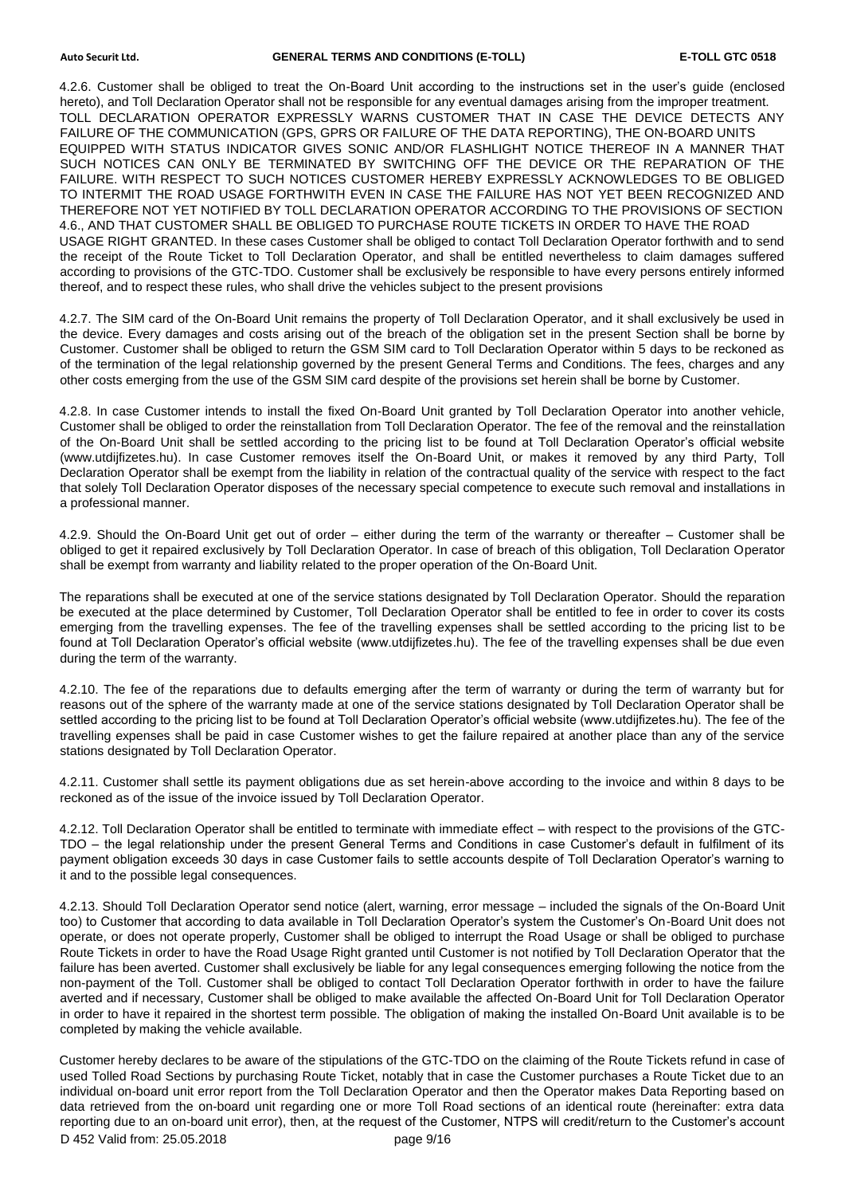4.2.6. Customer shall be obliged to treat the On-Board Unit according to the instructions set in the user's guide (enclosed hereto), and Toll Declaration Operator shall not be responsible for any eventual damages arising from the improper treatment. TOLL DECLARATION OPERATOR EXPRESSLY WARNS CUSTOMER THAT IN CASE THE DEVICE DETECTS ANY FAILURE OF THE COMMUNICATION (GPS, GPRS OR FAILURE OF THE DATA REPORTING), THE ON-BOARD UNITS EQUIPPED WITH STATUS INDICATOR GIVES SONIC AND/OR FLASHLIGHT NOTICE THEREOF IN A MANNER THAT SUCH NOTICES CAN ONLY BE TERMINATED BY SWITCHING OFF THE DEVICE OR THE REPARATION OF THE FAILURE. WITH RESPECT TO SUCH NOTICES CUSTOMER HEREBY EXPRESSLY ACKNOWLEDGES TO BE OBLIGED TO INTERMIT THE ROAD USAGE FORTHWITH EVEN IN CASE THE FAILURE HAS NOT YET BEEN RECOGNIZED AND THEREFORE NOT YET NOTIFIED BY TOLL DECLARATION OPERATOR ACCORDING TO THE PROVISIONS OF SECTION 4.6., AND THAT CUSTOMER SHALL BE OBLIGED TO PURCHASE ROUTE TICKETS IN ORDER TO HAVE THE ROAD USAGE RIGHT GRANTED. In these cases Customer shall be obliged to contact Toll Declaration Operator forthwith and to send the receipt of the Route Ticket to Toll Declaration Operator, and shall be entitled nevertheless to claim damages suffered according to provisions of the GTC-TDO. Customer shall be exclusively be responsible to have every persons entirely informed thereof, and to respect these rules, who shall drive the vehicles subject to the present provisions

4.2.7. The SIM card of the On-Board Unit remains the property of Toll Declaration Operator, and it shall exclusively be used in the device. Every damages and costs arising out of the breach of the obligation set in the present Section shall be borne by Customer. Customer shall be obliged to return the GSM SIM card to Toll Declaration Operator within 5 days to be reckoned as of the termination of the legal relationship governed by the present General Terms and Conditions. The fees, charges and any other costs emerging from the use of the GSM SIM card despite of the provisions set herein shall be borne by Customer.

4.2.8. In case Customer intends to install the fixed On-Board Unit granted by Toll Declaration Operator into another vehicle, Customer shall be obliged to order the reinstallation from Toll Declaration Operator. The fee of the removal and the reinstallation of the On-Board Unit shall be settled according to the pricing list to be found at Toll Declaration Operator's official website (www.utdijfizetes.hu). In case Customer removes itself the On-Board Unit, or makes it removed by any third Party, Toll Declaration Operator shall be exempt from the liability in relation of the contractual quality of the service with respect to the fact that solely Toll Declaration Operator disposes of the necessary special competence to execute such removal and installations in a professional manner.

4.2.9. Should the On-Board Unit get out of order – either during the term of the warranty or thereafter – Customer shall be obliged to get it repaired exclusively by Toll Declaration Operator. In case of breach of this obligation, Toll Declaration Operator shall be exempt from warranty and liability related to the proper operation of the On-Board Unit.

The reparations shall be executed at one of the service stations designated by Toll Declaration Operator. Should the reparation be executed at the place determined by Customer, Toll Declaration Operator shall be entitled to fee in order to cover its costs emerging from the travelling expenses. The fee of the travelling expenses shall be settled according to the pricing list to be found at Toll Declaration Operator's official website (www.utdijfizetes.hu). The fee of the travelling expenses shall be due even during the term of the warranty.

4.2.10. The fee of the reparations due to defaults emerging after the term of warranty or during the term of warranty but for reasons out of the sphere of the warranty made at one of the service stations designated by Toll Declaration Operator shall be settled according to the pricing list to be found at Toll Declaration Operator's official website (www.utdijfizetes.hu). The fee of the travelling expenses shall be paid in case Customer wishes to get the failure repaired at another place than any of the service stations designated by Toll Declaration Operator.

4.2.11. Customer shall settle its payment obligations due as set herein-above according to the invoice and within 8 days to be reckoned as of the issue of the invoice issued by Toll Declaration Operator.

4.2.12. Toll Declaration Operator shall be entitled to terminate with immediate effect – with respect to the provisions of the GTC-TDO – the legal relationship under the present General Terms and Conditions in case Customer's default in fulfilment of its payment obligation exceeds 30 days in case Customer fails to settle accounts despite of Toll Declaration Operator's warning to it and to the possible legal consequences.

4.2.13. Should Toll Declaration Operator send notice (alert, warning, error message – included the signals of the On-Board Unit too) to Customer that according to data available in Toll Declaration Operator's system the Customer's On-Board Unit does not operate, or does not operate properly, Customer shall be obliged to interrupt the Road Usage or shall be obliged to purchase Route Tickets in order to have the Road Usage Right granted until Customer is not notified by Toll Declaration Operator that the failure has been averted. Customer shall exclusively be liable for any legal consequences emerging following the notice from the non-payment of the Toll. Customer shall be obliged to contact Toll Declaration Operator forthwith in order to have the failure averted and if necessary, Customer shall be obliged to make available the affected On-Board Unit for Toll Declaration Operator in order to have it repaired in the shortest term possible. The obligation of making the installed On-Board Unit available is to be completed by making the vehicle available.

Customer hereby declares to be aware of the stipulations of the GTC-TDO on the claiming of the Route Tickets refund in case of used Tolled Road Sections by purchasing Route Ticket, notably that in case the Customer purchases a Route Ticket due to an individual on-board unit error report from the Toll Declaration Operator and then the Operator makes Data Reporting based on data retrieved from the on-board unit regarding one or more Toll Road sections of an identical route (hereinafter: extra data reporting due to an on-board unit error), then, at the request of the Customer, NTPS will credit/return to the Customer's account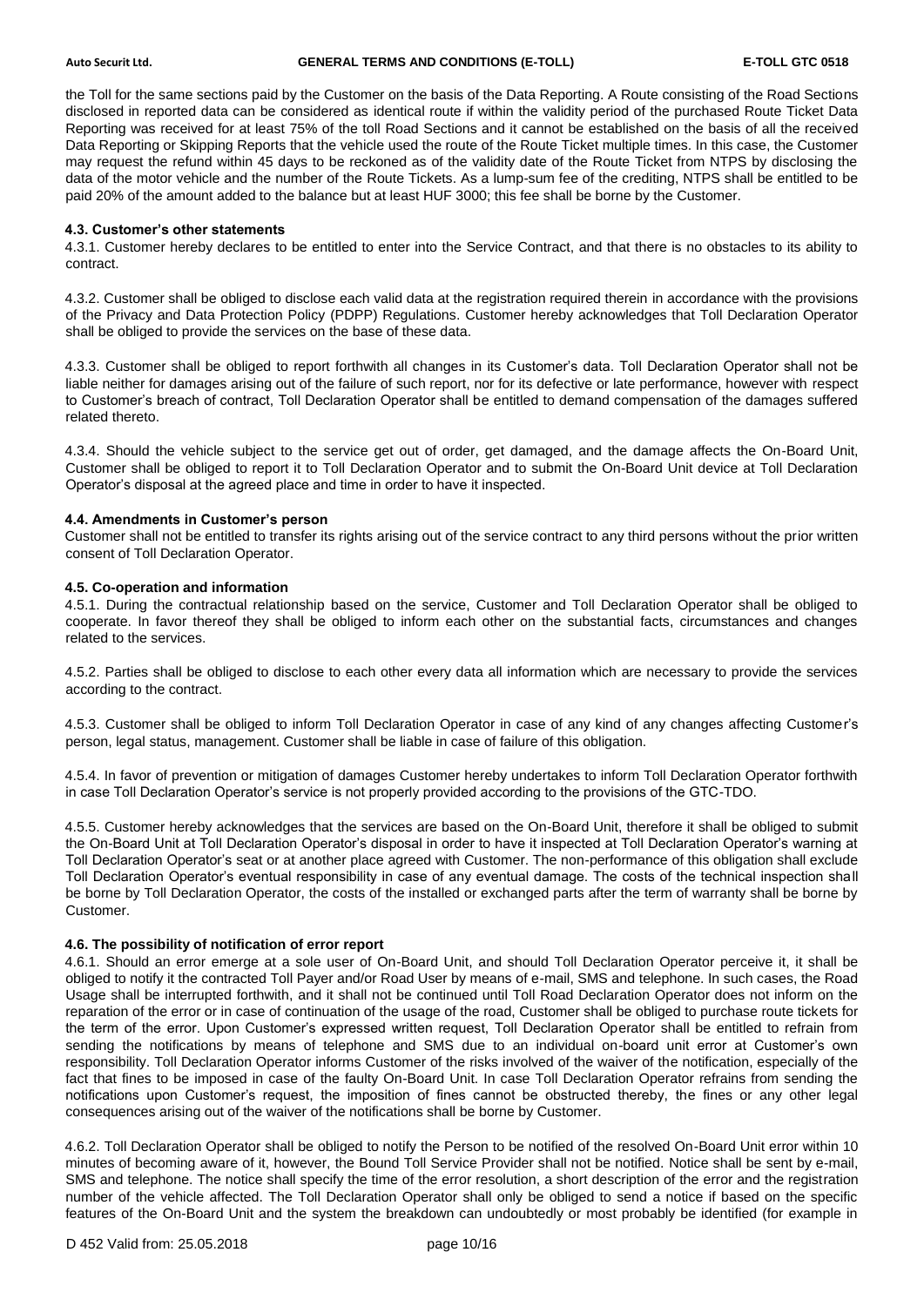the Toll for the same sections paid by the Customer on the basis of the Data Reporting. A Route consisting of the Road Sections disclosed in reported data can be considered as identical route if within the validity period of the purchased Route Ticket Data Reporting was received for at least 75% of the toll Road Sections and it cannot be established on the basis of all the received Data Reporting or Skipping Reports that the vehicle used the route of the Route Ticket multiple times. In this case, the Customer may request the refund within 45 days to be reckoned as of the validity date of the Route Ticket from NTPS by disclosing the data of the motor vehicle and the number of the Route Tickets. As a lump-sum fee of the crediting, NTPS shall be entitled to be paid 20% of the amount added to the balance but at least HUF 3000; this fee shall be borne by the Customer.

#### 4.3. Customer's other statements

4.3.1. Customer hereby declares to be entitled to enter into the Service Contract, and that there is no obstacles to its ability to contract.

4.3.2. Customer shall be obliged to disclose each valid data at the registration required therein in accordance with the provisions of the Privacy and Data Protection Policy (PDPP) Regulations. Customer hereby acknowledges that Toll Declaration Operator shall be obliged to provide the services on the base of these data.

4.3.3. Customer shall be obliged to report forthwith all changes in its Customer's data. Toll Declaration Operator shall not be liable neither for damages arising out of the failure of such report, nor for its defective or late performance, however with respect to Customer's breach of contract, Toll Declaration Operator shall be entitled to demand compensation of the damages suffered related thereto.

4.3.4. Should the vehicle subject to the service get out of order, get damaged, and the damage affects the On-Board Unit, Customer shall be obliged to report it to Toll Declaration Operator and to submit the On-Board Unit device at Toll Declaration Operator's disposal at the agreed place and time in order to have it inspected.

#### 4.4. Amendments in Customer's person

Customer shall not be entitled to transfer its rights arising out of the service contract to any third persons without the prior written consent of Toll Declaration Operator.

#### 4.5. Co-operation and information

4.5.1. During the contractual relationship based on the service, Customer and Toll Declaration Operator shall be obliged to cooperate. In favor thereof they shall be obliged to inform each other on the substantial facts, circumstances and changes related to the services.

4.5.2. Parties shall be obliged to disclose to each other every data all information which are necessary to provide the services according to the contract.

4.5.3. Customer shall be obliged to inform Toll Declaration Operator in case of any kind of any changes affecting Customer's person, legal status, management. Customer shall be liable in case of failure of this obligation.

4.5.4. In favor of prevention or mitigation of damages Customer hereby undertakes to inform Toll Declaration Operator forthwith in case Toll Declaration Operator's service is not properly provided according to the provisions of the GTC-TDO.

4.5.5. Customer hereby acknowledges that the services are based on the On-Board Unit, therefore it shall be obliged to submit the On-Board Unit at Toll Declaration Operator's disposal in order to have it inspected at Toll Declaration Operator's warning at Toll Declaration Operator's seat or at another place agreed with Customer. The non-performance of this obligation shall exclude Toll Declaration Operator's eventual responsibility in case of any eventual damage. The costs of the technical inspection shall be borne by Toll Declaration Operator, the costs of the installed or exchanged parts after the term of warranty shall be borne by Customer.

#### 4.6. The possibility of notification of error report

4.6.1. Should an error emerge at a sole user of On-Board Unit, and should Toll Declaration Operator perceive it, it shall be obliged to notify it the contracted Toll Payer and/or Road User by means of e-mail, SMS and telephone. In such cases, the Road Usage shall be interrupted forthwith, and it shall not be continued until Toll Road Declaration Operator does not inform on the reparation of the error or in case of continuation of the usage of the road, Customer shall be obliged to purchase route tickets for the term of the error. Upon Customer's expressed written request, Toll Declaration Operator shall be entitled to refrain from sending the notifications by means of telephone and SMS due to an individual on-board unit error at Customer's own responsibility. Toll Declaration Operator informs Customer of the risks involved of the waiver of the notification, especially of the fact that fines to be imposed in case of the faulty On-Board Unit. In case Toll Declaration Operator refrains from sending the notifications upon Customer's request, the imposition of fines cannot be obstructed thereby, the fines or any other legal consequences arising out of the waiver of the notifications shall be borne by Customer.

4.6.2. Toll Declaration Operator shall be obliged to notify the Person to be notified of the resolved On-Board Unit error within 10 minutes of becoming aware of it, however, the Bound Toll Service Provider shall not be notified. Notice shall be sent by e-mail, SMS and telephone. The notice shall specify the time of the error resolution, a short description of the error and the registration number of the vehicle affected. The Toll Declaration Operator shall only be obliged to send a notice if based on the specific features of the On-Board Unit and the system the breakdown can undoubtedly or most probably be identified (for example in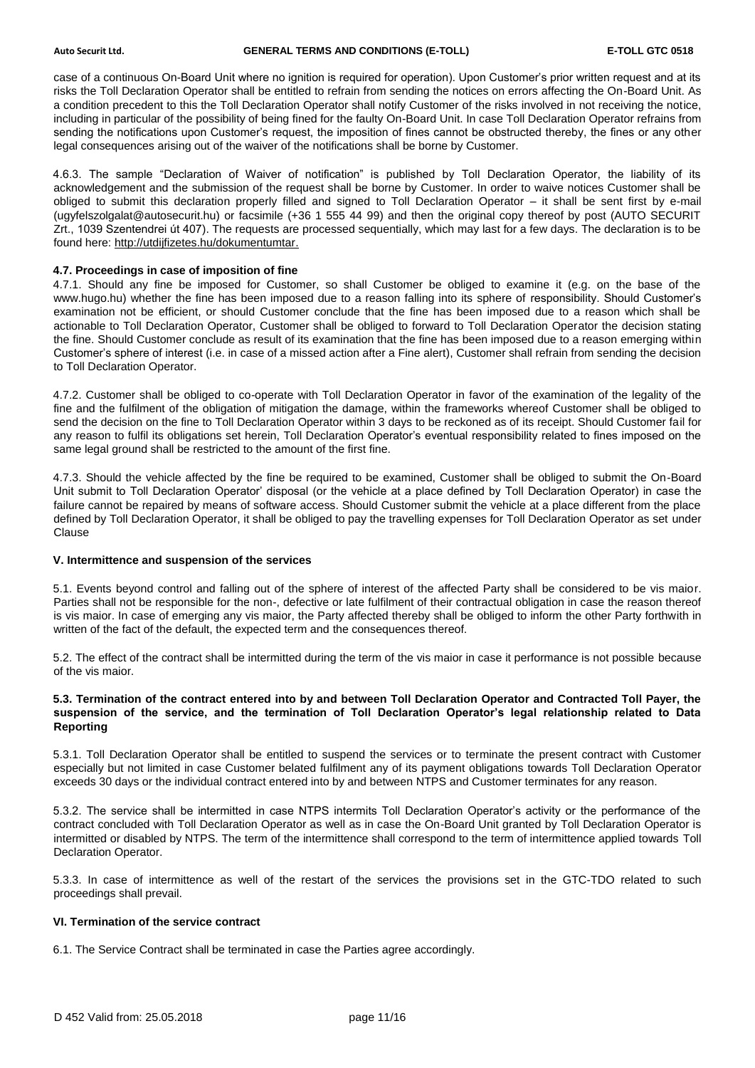case of a continuous On-Board Unit where no ignition is required for operation). Upon Customer's prior written request and at its risks the Toll Declaration Operator shall be entitled to refrain from sending the notices on errors affecting the On-Board Unit. As a condition precedent to this the Toll Declaration Operator shall notify Customer of the risks involved in not receiving the notice, including in particular of the possibility of being fined for the faulty On-Board Unit. In case Toll Declaration Operator refrains from sending the notifications upon Customer's request, the imposition of fines cannot be obstructed thereby, the fines or any other legal consequences arising out of the waiver of the notifications shall be borne by Customer.

4.6.3. The sample "Declaration of Waiver of notification" is published by Toll Declaration Operator, the liability of its acknowledgement and the submission of the request shall be borne by Customer. In order to waive notices Customer shall be obliged to submit this declaration properly filled and signed to Toll Declaration Operator – it shall be sent first by e-mail (ugyfelszolgalat@autosecurit.hu) or facsimile (+36 1 555 44 99) and then the original copy thereof by post (AUTO SECURIT Zrt., 1039 Szentendrei út 407). The requests are processed sequentially, which may last for a few days. The declaration is to be found here: http://utdijfizetes.hu/dokumentumtar.

**4.7. Proceedings in case of imposition of fine**

4.7.1. Should any fine be imposed for Customer, so shall Customer be obliged to examine it (e.g. on the base of the www.hugo.hu) whether the fine has been imposed due to a reason falling into its sphere of responsibility. Should Customer's examination not be efficient, or should Customer conclude that the fine has been imposed due to a reason which shall be actionable to Toll Declaration Operator, Customer shall be obliged to forward to Toll Declaration Operator the decision stating the fine. Should Customer conclude as result of its examination that the fine has been imposed due to a reason emerging within Customer's sphere of interest (i.e. in case of a missed action after a Fine alert), Customer shall refrain from sending the decision to Toll Declaration Operator.

4.7.2. Customer shall be obliged to co-operate with Toll Declaration Operator in favor of the examination of the legality of the fine and the fulfilment of the obligation of mitigation the damage, within the frameworks whereof Customer shall be obliged to send the decision on the fine to Toll Declaration Operator within 3 days to be reckoned as of its receipt. Should Customer fail for any reason to fulfil its obligations set herein, Toll Declaration Operator's eventual responsibility related to fines imposed on the same legal ground shall be restricted to the amount of the first fine.

4.7.3. Should the vehicle affected by the fine be required to be examined, Customer shall be obliged to submit the On-Board Unit submit to Toll Declaration Operator' disposal (or the vehicle at a place defined by Toll Declaration Operator) in case the failure cannot be repaired by means of software access. Should Customer submit the vehicle at a place different from the place defined by Toll Declaration Operator, it shall be obliged to pay the travelling expenses for Toll Declaration Operator as set under Clause

**V. Intermittence and suspension of the services**

5.1. Events beyond control and falling out of the sphere of interest of the affected Party shall be considered to be vis maior. Parties shall not be responsible for the non-, defective or late fulfilment of their contractual obligation in case the reason thereof is vis maior. In case of emerging any vis maior, the Party affected thereby shall be obliged to inform the other Party forthwith in written of the fact of the default, the expected term and the consequences thereof.

5.2. The effect of the contract shall be intermitted during the term of the vis maior in case it performance is not possible because of the vis maior.

**5.3. Termination of the contract entered into by and between Toll Declaration Operator and Contracted Toll Payer, the suspension of the service, and the termination of Toll Declaration Operator's legal relationship related to Data Reporting**

5.3.1. Toll Declaration Operator shall be entitled to suspend the services or to terminate the present contract with Customer especially but not limited in case Customer belated fulfilment any of its payment obligations towards Toll Declaration Operator exceeds 30 days or the individual contract entered into by and between NTPS and Customer terminates for any reason.

5.3.2. The service shall be intermitted in case NTPS intermits Toll Declaration Operator's activity or the performance of the contract concluded with Toll Declaration Operator as well as in case the On-Board Unit granted by Toll Declaration Operator is intermitted or disabled by NTPS. The term of the intermittence shall correspond to the term of intermittence applied towards Toll Declaration Operator.

5.3.3. In case of intermittence as well of the restart of the services the provisions set in the GTC-TDO related to such proceedings shall prevail.

**VI. Termination of the service contract**

6.1. The Service Contract shall be terminated in case the Parties agree accordingly.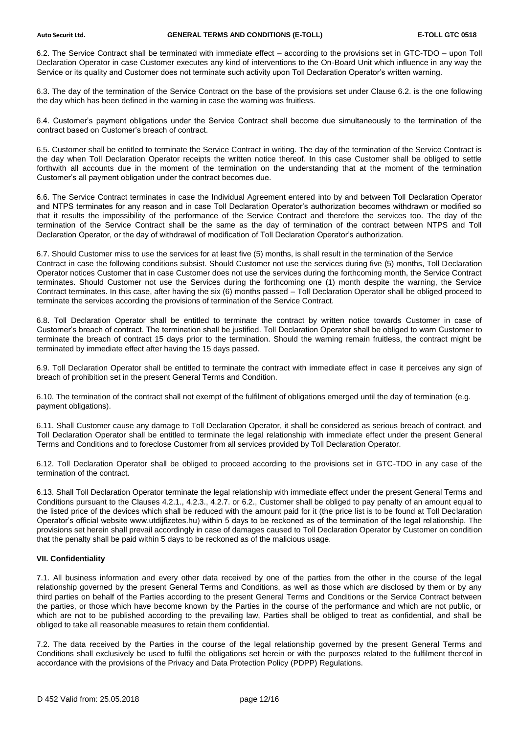6.2. The Service Contract shall be terminated with immediate effect – according to the provisions set in GTC-TDO – upon Toll Declaration Operator in case Customer executes any kind of interventions to the On-Board Unit which influence in any way the Service or its quality and Customer does not terminate such activity upon Toll Declaration Operator's written warning.

6.3. The day of the termination of the Service Contract on the base of the provisions set under Clause 6.2. is the one following the day which has been defined in the warning in case the warning was fruitless.

6.4. Customer's payment obligations under the Service Contract shall become due simultaneously to the termination of the contract based on Customer's breach of contract.

6.5. Customer shall be entitled to terminate the Service Contract in writing. The day of the termination of the Service Contract is the day when Toll Declaration Operator receipts the written notice thereof. In this case Customer shall be obliged to settle forthwith all accounts due in the moment of the termination on the understanding that at the moment of the termination Customer's all payment obligation under the contract becomes due.

6.6. The Service Contract terminates in case the Individual Agreement entered into by and between Toll Declaration Operator and NTPS terminates for any reason and in case Toll Declaration Operator's authorization becomes withdrawn or modified so that it results the impossibility of the performance of the Service Contract and therefore the services too. The day of the termination of the Service Contract shall be the same as the day of termination of the contract between NTPS and Toll Declaration Operator, or the day of withdrawal of modification of Toll Declaration Operator's authorization.

6.7. Should Customer miss to use the services for at least five (5) months, is shall result in the termination of the Service Contract in case the following conditions subsist. Should Customer not use the services during five (5) months, Toll Declaration Operator notices Customer that in case Customer does not use the services during the forthcoming month, the Service Contract terminates. Should Customer not use the Services during the forthcoming one (1) month despite the warning, the Service Contract terminates. In this case, after having the six (6) months passed – Toll Declaration Operator shall be obliged proceed to terminate the services according the provisions of termination of the Service Contract.

6.8. Toll Declaration Operator shall be entitled to terminate the contract by written notice towards Customer in case of Customer's breach of contract. The termination shall be justified. Toll Declaration Operator shall be obliged to warn Customer to terminate the breach of contract 15 days prior to the termination. Should the warning remain fruitless, the contract might be terminated by immediate effect after having the 15 days passed.

6.9. Toll Declaration Operator shall be entitled to terminate the contract with immediate effect in case it perceives any sign of breach of prohibition set in the present General Terms and Condition.

6.10. The termination of the contract shall not exempt of the fulfilment of obligations emerged until the day of termination (e.g. payment obligations).

6.11. Shall Customer cause any damage to Toll Declaration Operator, it shall be considered as serious breach of contract, and Toll Declaration Operator shall be entitled to terminate the legal relationship with immediate effect under the present General Terms and Conditions and to foreclose Customer from all services provided by Toll Declaration Operator.

6.12. Toll Declaration Operator shall be obliged to proceed according to the provisions set in GTC-TDO in any case of the termination of the contract.

6.13. Shall Toll Declaration Operator terminate the legal relationship with immediate effect under the present General Terms and Conditions pursuant to the Clauses 4.2.1., 4.2.3., 4.2.7. or 6.2., Customer shall be obliged to pay penalty of an amount equal to the listed price of the devices which shall be reduced with the amount paid for it (the price list is to be found at Toll Declaration Operator's official website www.utdijfizetes.hu) within 5 days to be reckoned as of the termination of the legal relationship. The provisions set herein shall prevail accordingly in case of damages caused to Toll Declaration Operator by Customer on condition that the penalty shall be paid within 5 days to be reckoned as of the malicious usage.

### VII. Confidentiality

7.1. All business information and every other data received by one of the parties from the other in the course of the legal relationship governed by the present General Terms and Conditions, as well as those which are disclosed by them or by any third parties on behalf of the Parties according to the present General Terms and Conditions or the Service Contract between the parties, or those which have become known by the Parties in the course of the performance and which are not public, or which are not to be published according to the prevailing law, Parties shall be obliged to treat as confidential, and shall be obliged to take all reasonable measures to retain them confidential.

7.2. The data received by the Parties in the course of the legal relationship governed by the present General Terms and Conditions shall exclusively be used to fulfil the obligations set herein or with the purposes related to the fulfilment thereof in accordance with the provisions of the Privacy and Data Protection Policy (PDPP) Regulations.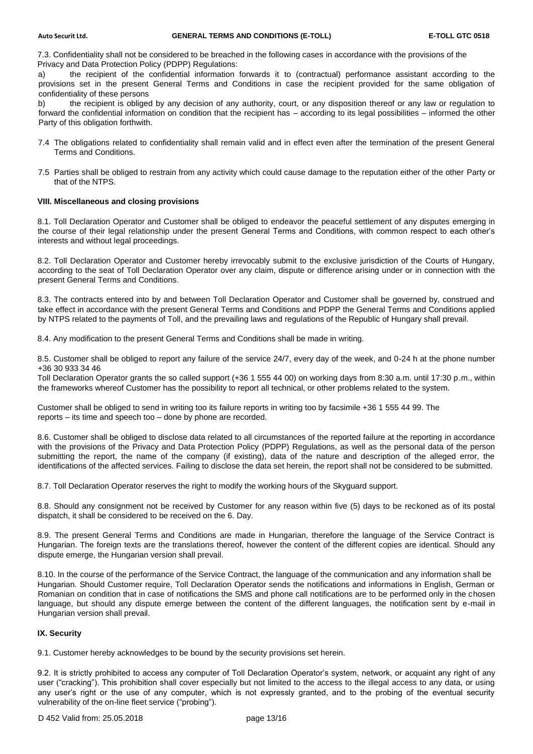7.3. Confidentiality shall not be considered to be breached in the following cases in accordance with the provisions of the Privacy and Data Protection Policy (PDPP) Regulations:

a) the recipient of the confidential information forwards it to (contractual) performance assistant according to the provisions set in the present General Terms and Conditions in case the recipient provided for the same obligation of confidentiality of these persons

b) the recipient is obliged by any decision of any authority, court, or any disposition thereof or any law or regulation to forward the confidential information on condition that the recipient has – according to its legal possibilities – informed the other Party of this obligation forthwith.

7.4 The obligations related to confidentiality shall remain valid and in effect even after the termination of the present General Terms and Conditions.

7.5 Parties shall be obliged to restrain from any activity which could cause damage to the reputation either of the other Party or that of the NTPS.

**VIII. Miscellaneous and closing provisions**

8.1. Toll Declaration Operator and Customer shall be obliged to endeavor the peaceful settlement of any disputes emerging in the course of their legal relationship under the present General Terms and Conditions, with common respect to each other's interests and without legal proceedings.

8.2. Toll Declaration Operator and Customer hereby irrevocably submit to the exclusive jurisdiction of the Courts of Hungary, according to the seat of Toll Declaration Operator over any claim, dispute or difference arising under or in connection with the present General Terms and Conditions.

8.3. The contracts entered into by and between Toll Declaration Operator and Customer shall be governed by, construed and take effect in accordance with the present General Terms and Conditions and PDPP the General Terms and Conditions applied by NTPS related to the payments of Toll, and the prevailing laws and regulations of the Republic of Hungary shall prevail.

8.4. Any modification to the present General Terms and Conditions shall be made in writing.

8.5. Customer shall be obliged to report any failure of the service 24/7, every day of the week, and 0-24 h at the phone number +36 30 933 34 46

Toll Declaration Operator grants the so called support (+36 1 555 44 00) on working days from 8:30 a.m. until 17:30 p.m., within the frameworks whereof Customer has the possibility to report all technical, or other problems related to the system.

Customer shall be obliged to send in writing too its failure reports in writing too by facsimile +36 1 555 44 99. The reports – its time and speech too – done by phone are recorded.

8.6. Customer shall be obliged to disclose data related to all circumstances of the reported failure at the reporting in accordance with the provisions of the Privacy and Data Protection Policy (PDPP) Regulations, as well as the personal data of the person submitting the report, the name of the company (if existing), data of the nature and description of the alleged error, the identifications of the affected services. Failing to disclose the data set herein, the report shall not be considered to be submitted.

8.7. Toll Declaration Operator reserves the right to modify the working hours of the Skyguard support.

8.8. Should any consignment not be received by Customer for any reason within five (5) days to be reckoned as of its postal dispatch, it shall be considered to be received on the 6. Day.

8.9. The present General Terms and Conditions are made in Hungarian, therefore the language of the Service Contract is Hungarian. The foreign texts are the translations thereof, however the content of the different copies are identical. Should any dispute emerge, the Hungarian version shall prevail.

8.10. In the course of the performance of the Service Contract, the language of the communication and any information shall be Hungarian. Should Customer require, Toll Declaration Operator sends the notifications and informations in English, German or Romanian on condition that in case of notifications the SMS and phone call notifications are to be performed only in the chosen language, but should any dispute emerge between the content of the different languages, the notification sent by e-mail in Hungarian version shall prevail.

**IX. Security**

9.1. Customer hereby acknowledges to be bound by the security provisions set herein.

9.2. It is strictly prohibited to access any computer of Toll Declaration Operator's system, network, or acquaint any right of any user ("cracking"). This prohibition shall cover especially but not limited to the access to the illegal access to any data, or using any user's right or the use of any computer, which is not expressly granted, and to the probing of the eventual security vulnerability of the on-line fleet service ("probing").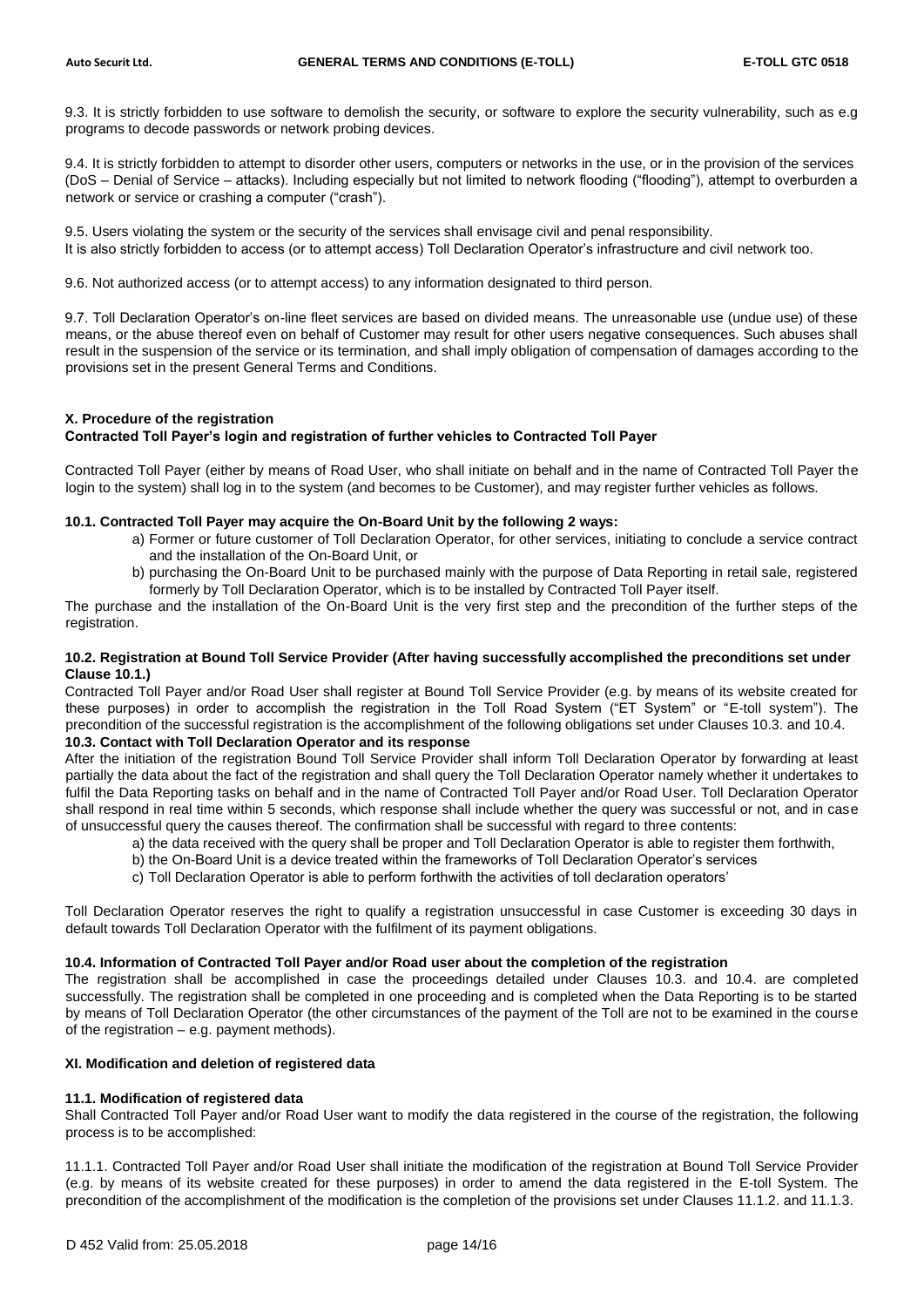9.3. It is strictly forbidden to use software to demolish the security, or software to explore the security vulnerability, such as e.g programs to decode passwords or network probing devices.

9.4. It is strictly forbidden to attempt to disorder other users, computers or networks in the use, or in the provision of the services (DoS – Denial of Service – attacks). Including especially but not limited to network flooding ("flooding"), attempt to overburden a network or service or crashing a computer ("crash").

9.5. Users violating the system or the security of the services shall envisage civil and penal responsibility.
It is also strictly forbidden to access (or to attempt access) Toll Declaration Operator's infrastructure and civil network too.

9.6. Not authorized access (or to attempt access) to any information designated to third person.

9.7. Toll Declaration Operator's on-line fleet services are based on divided means. The unreasonable use (undue use) of these means, or the abuse thereof even on behalf of Customer may result for other users negative consequences. Such abuses shall result in the suspension of the service or its termination, and shall imply obligation of compensation of damages according to the provisions set in the present General Terms and Conditions.

## X. Procedure of the registration

### Contracted Toll Payer's login and registration of further vehicles to Contracted Toll Payer

Contracted Toll Payer (either by means of Road User, who shall initiate on behalf and in the name of Contracted Toll Payer the login to the system) shall log in to the system (and becomes to be Customer), and may register further vehicles as follows.

**10.1. Contracted Toll Payer may acquire the On-Board Unit by the following 2 ways:**

a) Former or future customer of Toll Declaration Operator, for other services, initiating to conclude a service contract and the installation of the On-Board Unit, or
b) purchasing the On-Board Unit to be purchased mainly with the purpose of Data Reporting in retail sale, registered formerly by Toll Declaration Operator, which is to be installed by Contracted Toll Payer itself.

The purchase and the installation of the On-Board Unit is the very first step and the precondition of the further steps of the registration.

**10.2. Registration at Bound Toll Service Provider (After having successfully accomplished the preconditions set under Clause 10.1.)**

Contracted Toll Payer and/or Road User shall register at Bound Toll Service Provider (e.g. by means of its website created for these purposes) in order to accomplish the registration in the Toll Road System ("ET System" or "E-toll system"). The precondition of the successful registration is the accomplishment of the following obligations set under Clauses 10.3. and 10.4.

**10.3. Contact with Toll Declaration Operator and its response**

After the initiation of the registration Bound Toll Service Provider shall inform Toll Declaration Operator by forwarding at least partially the data about the fact of the registration and shall query the Toll Declaration Operator namely whether it undertakes to fulfil the Data Reporting tasks on behalf and in the name of Contracted Toll Payer and/or Road User. Toll Declaration Operator shall respond in real time within 5 seconds, which response shall include whether the query was successful or not, and in case of unsuccessful query the causes thereof. The confirmation shall be successful with regard to three contents:

a) the data received with the query shall be proper and Toll Declaration Operator is able to register them forthwith,
b) the On-Board Unit is a device treated within the frameworks of Toll Declaration Operator's services
c) Toll Declaration Operator is able to perform forthwith the activities of toll declaration operators'

Toll Declaration Operator reserves the right to qualify a registration unsuccessful in case Customer is exceeding 30 days in default towards Toll Declaration Operator with the fulfilment of its payment obligations.

**10.4. Information of Contracted Toll Payer and/or Road user about the completion of the registration**

The registration shall be accomplished in case the proceedings detailed under Clauses 10.3. and 10.4. are completed successfully. The registration shall be completed in one proceeding and is completed when the Data Reporting is to be started by means of Toll Declaration Operator (the other circumstances of the payment of the Toll are not to be examined in the course of the registration – e.g. payment methods).

## XI. Modification and deletion of registered data

**11.1. Modification of registered data**

Shall Contracted Toll Payer and/or Road User want to modify the data registered in the course of the registration, the following process is to be accomplished:

11.1.1. Contracted Toll Payer and/or Road User shall initiate the modification of the registration at Bound Toll Service Provider (e.g. by means of its website created for these purposes) in order to amend the data registered in the E-toll System. The precondition of the accomplishment of the modification is the completion of the provisions set under Clauses 11.1.2. and 11.1.3.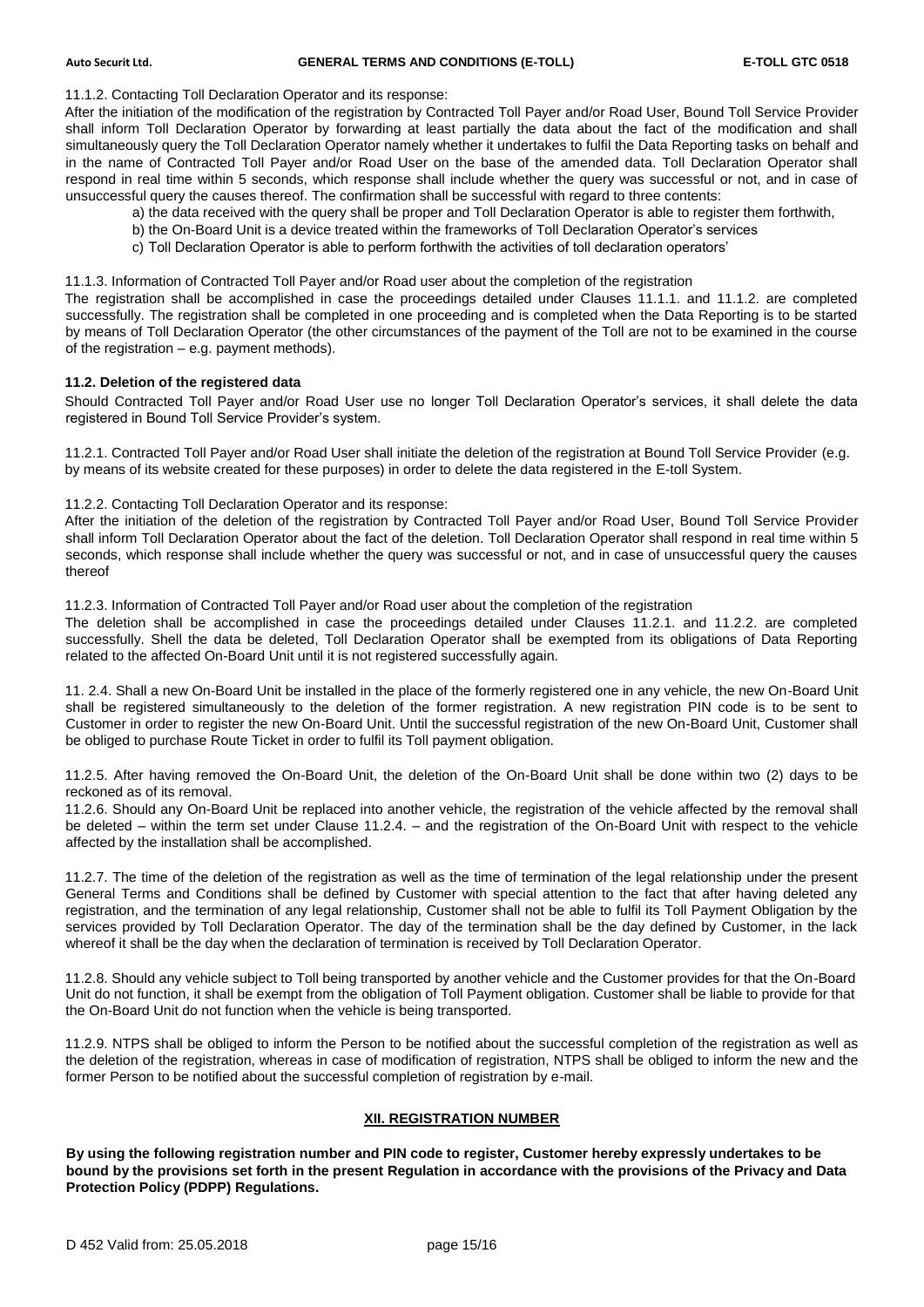11.1.2. Contacting Toll Declaration Operator and its response:

After the initiation of the modification of the registration by Contracted Toll Payer and/or Road User, Bound Toll Service Provider shall inform Toll Declaration Operator by forwarding at least partially the data about the fact of the modification and shall simultaneously query the Toll Declaration Operator namely whether it undertakes to fulfil the Data Reporting tasks on behalf and in the name of Contracted Toll Payer and/or Road User on the base of the amended data. Toll Declaration Operator shall respond in real time within 5 seconds, which response shall include whether the query was successful or not, and in case of unsuccessful query the causes thereof. The confirmation shall be successful with regard to three contents:

a) the data received with the query shall be proper and Toll Declaration Operator is able to register them forthwith,

b) the On-Board Unit is a device treated within the frameworks of Toll Declaration Operator's services

c) Toll Declaration Operator is able to perform forthwith the activities of toll declaration operators'

11.1.3. Information of Contracted Toll Payer and/or Road user about the completion of the registration

The registration shall be accomplished in case the proceedings detailed under Clauses 11.1.1. and 11.1.2. are completed successfully. The registration shall be completed in one proceeding and is completed when the Data Reporting is to be started by means of Toll Declaration Operator (the other circumstances of the payment of the Toll are not to be examined in the course of the registration – e.g. payment methods).

**11.2. Deletion of the registered data**

Should Contracted Toll Payer and/or Road User use no longer Toll Declaration Operator's services, it shall delete the data registered in Bound Toll Service Provider's system.

11.2.1. Contracted Toll Payer and/or Road User shall initiate the deletion of the registration at Bound Toll Service Provider (e.g. by means of its website created for these purposes) in order to delete the data registered in the E-toll System.

11.2.2. Contacting Toll Declaration Operator and its response:

After the initiation of the deletion of the registration by Contracted Toll Payer and/or Road User, Bound Toll Service Provider shall inform Toll Declaration Operator about the fact of the deletion. Toll Declaration Operator shall respond in real time within 5 seconds, which response shall include whether the query was successful or not, and in case of unsuccessful query the causes thereof

11.2.3. Information of Contracted Toll Payer and/or Road user about the completion of the registration

The deletion shall be accomplished in case the proceedings detailed under Clauses 11.2.1. and 11.2.2. are completed successfully. Shell the data be deleted, Toll Declaration Operator shall be exempted from its obligations of Data Reporting related to the affected On-Board Unit until it is not registered successfully again.

11. 2.4. Shall a new On-Board Unit be installed in the place of the formerly registered one in any vehicle, the new On-Board Unit shall be registered simultaneously to the deletion of the former registration. A new registration PIN code is to be sent to Customer in order to register the new On-Board Unit. Until the successful registration of the new On-Board Unit, Customer shall be obliged to purchase Route Ticket in order to fulfil its Toll payment obligation.

11.2.5. After having removed the On-Board Unit, the deletion of the On-Board Unit shall be done within two (2) days to be reckoned as of its removal.

11.2.6. Should any On-Board Unit be replaced into another vehicle, the registration of the vehicle affected by the removal shall be deleted – within the term set under Clause 11.2.4. – and the registration of the On-Board Unit with respect to the vehicle affected by the installation shall be accomplished.

11.2.7. The time of the deletion of the registration as well as the time of termination of the legal relationship under the present General Terms and Conditions shall be defined by Customer with special attention to the fact that after having deleted any registration, and the termination of any legal relationship, Customer shall not be able to fulfil its Toll Payment Obligation by the services provided by Toll Declaration Operator. The day of the termination shall be the day defined by Customer, in the lack whereof it shall be the day when the declaration of termination is received by Toll Declaration Operator.

11.2.8. Should any vehicle subject to Toll being transported by another vehicle and the Customer provides for that the On-Board Unit do not function, it shall be exempt from the obligation of Toll Payment obligation. Customer shall be liable to provide for that the On-Board Unit do not function when the vehicle is being transported.

11.2.9. NTPS shall be obliged to inform the Person to be notified about the successful completion of the registration as well as the deletion of the registration, whereas in case of modification of registration, NTPS shall be obliged to inform the new and the former Person to be notified about the successful completion of registration by e-mail.

## XII. REGISTRATION NUMBER

**By using the following registration number and PIN code to register, Customer hereby expressly undertakes to be bound by the provisions set forth in the present Regulation in accordance with the provisions of the Privacy and Data Protection Policy (PDPP) Regulations.**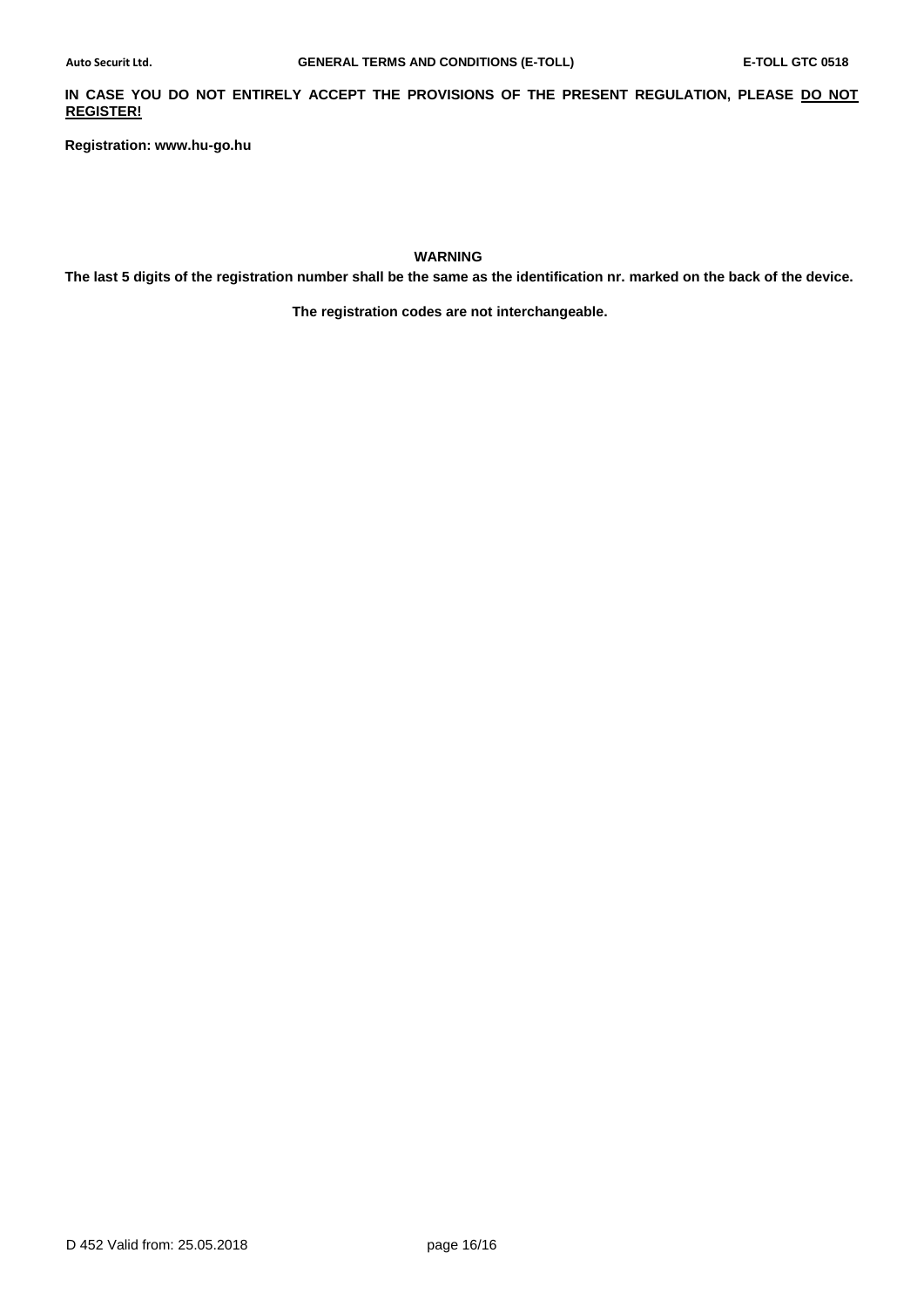**IN CASE YOU DO NOT ENTIRELY ACCEPT THE PROVISIONS OF THE PRESENT REGULATION, PLEASE DO NOT REGISTER!**

**Registration: www.hu-go.hu**

**WARNING**

**The last 5 digits of the registration number shall be the same as the identification nr. marked on the back of the device.**

**The registration codes are not interchangeable.**